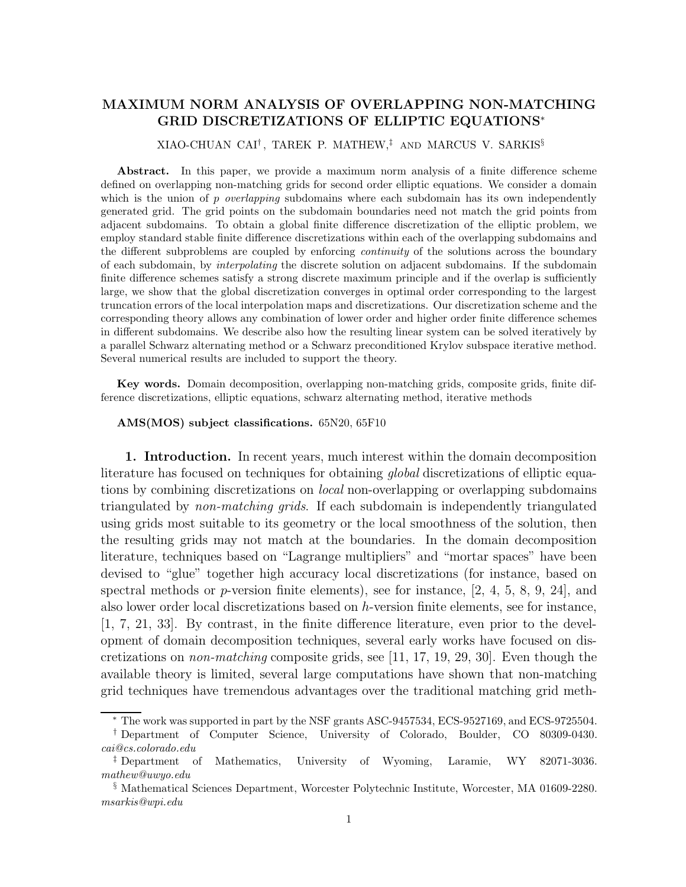# MAXIMUM NORM ANALYSIS OF OVERLAPPING NON-MATCHING GRID DISCRETIZATIONS OF ELLIPTIC EQUATIONS*

XIAO-CHUAN CAI[†], TAREK P. MATHEW,[‡] AND MARCUS V. SARKIS[§]

**Abstract.** In this paper, we provide a maximum norm analysis of a finite difference scheme defined on overlapping non-matching grids for second order elliptic equations. We consider a domain which is the union of $p$ *overlapping* subdomains where each subdomain has its own independently generated grid. The grid points on the subdomain boundaries need not match the grid points from adjacent subdomains. To obtain a global finite difference discretization of the elliptic problem, we employ standard stable finite difference discretizations within each of the overlapping subdomains and the different subproblems are coupled by enforcing *continuity* of the solutions across the boundary of each subdomain, by *interpolating* the discrete solution on adjacent subdomains. If the subdomain finite difference schemes satisfy a strong discrete maximum principle and if the overlap is sufficiently large, we show that the global discretization converges in optimal order corresponding to the largest truncation errors of the local interpolation maps and discretizations. Our discretization scheme and the corresponding theory allows any combination of lower order and higher order finite difference schemes in different subdomains. We describe also how the resulting linear system can be solved iteratively by a parallel Schwarz alternating method or a Schwarz preconditioned Krylov subspace iterative method. Several numerical results are included to support the theory.

**Key words.** Domain decomposition, overlapping non-matching grids, composite grids, finite difference discretizations, elliptic equations, schwarz alternating method, iterative methods

**AMS(MOS) subject classifications.** 65N20, 65F10

## 1. Introduction.

In recent years, much interest within the domain decomposition literature has focused on techniques for obtaining *global* discretizations of elliptic equations by combining discretizations on *local* non-overlapping or overlapping subdomains triangulated by *non-matching grids*. If each subdomain is independently triangulated using grids most suitable to its geometry or the local smoothness of the solution, then the resulting grids may not match at the boundaries. In the domain decomposition literature, techniques based on "Lagrange multipliers" and "mortar spaces" have been devised to "glue" together high accuracy local discretizations (for instance, based on spectral methods or $p$-version finite elements), see for instance, [2, 4, 5, 8, 9, 24], and also lower order local discretizations based on $h$-version finite elements, see for instance, [1, 7, 21, 33]. By contrast, in the finite difference literature, even prior to the development of domain decomposition techniques, several early works have focused on discretizations on *non-matching* composite grids, see [11, 17, 19, 29, 30]. Even though the available theory is limited, several large computations have shown that non-matching grid techniques have tremendous advantages over the traditional matching grid meth-

---

\* The work was supported in part by the NSF grants ASC-9457534, ECS-9527169, and ECS-9725504.

[†] Department of Computer Science, University of Colorado, Boulder, CO 80309-0430. *cai@cs.colorado.edu*

[‡] Department of Mathematics, University of Wyoming, Laramie, WY 82071-3036. *mathew@uwyo.edu*

[§] Mathematical Sciences Department, Worcester Polytechnic Institute, Worcester, MA 01609-2280. *msarkis@wpi.edu*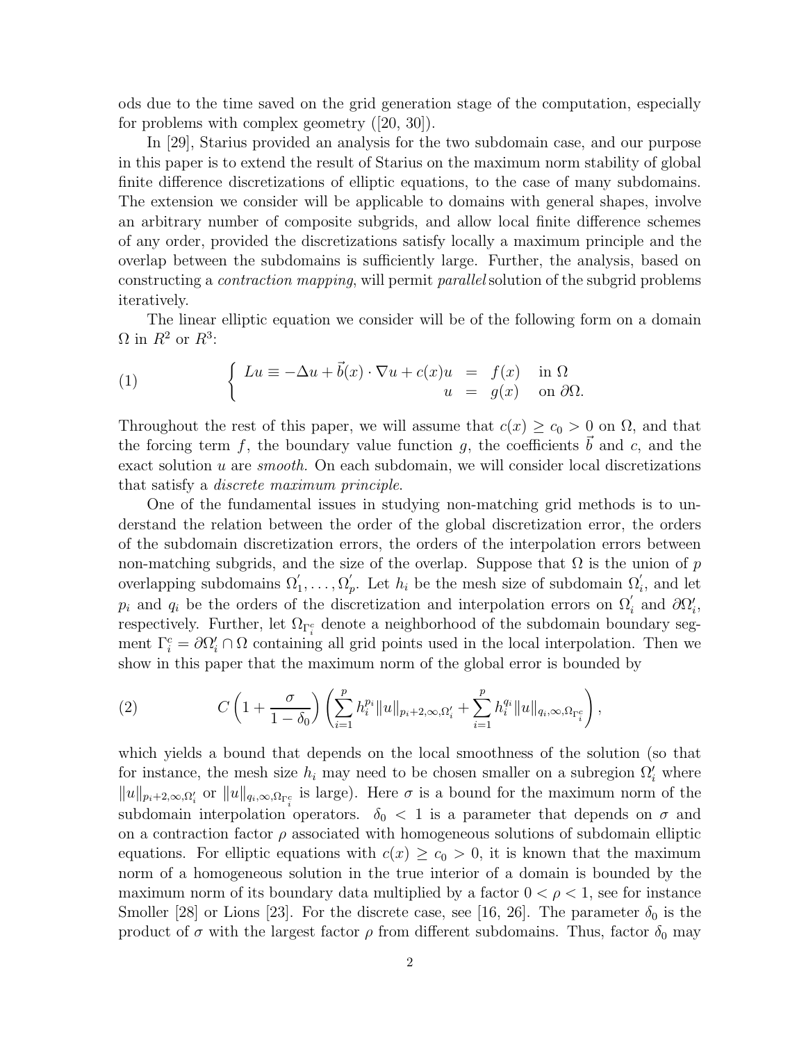ods due to the time saved on the grid generation stage of the computation, especially for problems with complex geometry ([20, 30]).

In [29], Starius provided an analysis for the two subdomain case, and our purpose in this paper is to extend the result of Starius on the maximum norm stability of global finite difference discretizations of elliptic equations, to the case of many subdomains. The extension we consider will be applicable to domains with general shapes, involve an arbitrary number of composite subgrids, and allow local finite difference schemes of any order, provided the discretizations satisfy locally a maximum principle and the overlap between the subdomains is sufficiently large. Further, the analysis, based on constructing a *contraction mapping*, will permit *parallel* solution of the subgrid problems iteratively.

The linear elliptic equation we consider will be of the following form on a domain $\Omega$ in $R^2$ or $R^3$:

$$
\left\{ \begin{array}{rcll} Lu \equiv -\Delta u + \vec{b}(x) \cdot \nabla u + c(x) u & = & f(x) & \text{in } \Omega \\ u & = & g(x) & \text{on } \partial\Omega. \end{array} \right. \tag{1}
$$

Throughout the rest of this paper, we will assume that $c(x) \geq c_0 > 0$ on $\Omega$, and that the forcing term $f$, the boundary value function $g$, the coefficients $\vec{b}$ and $c$, and the exact solution $u$ are *smooth.* On each subdomain, we will consider local discretizations that satisfy a *discrete maximum principle.*

One of the fundamental issues in studying non-matching grid methods is to understand the relation between the order of the global discretization error, the orders of the subdomain discretization errors, the orders of the interpolation errors between non-matching subgrids, and the size of the overlap. Suppose that $\Omega$ is the union of $p$ overlapping subdomains $\Omega_1^{'}, \ldots, \Omega_p^{'}$. Let $h_i$ be the mesh size of subdomain $\Omega_i^{'}$, and let $p_i$ and $q_i$ be the orders of the discretization and interpolation errors on $\Omega_i^{'}$ and $\partial\Omega_i^{'}$, respectively. Further, let $\Omega_{\Gamma_i^c}$ denote a neighborhood of the subdomain boundary segment $\Gamma_i^c = \partial\Omega_i^{'} \cap \Omega$ containing all grid points used in the local interpolation. Then we show in this paper that the maximum norm of the global error is bounded by

$$
C \left( 1 + \frac{\sigma}{1 - \delta_0} \right) \left( \sum_{i=1}^{p} h_i^{p_i} \|u\|_{p_i+2,\infty,\Omega_i^{'}} + \sum_{i=1}^{p} h_i^{q_i} \|u\|_{q_i,\infty,\Omega_{\Gamma_i^c}} \right), \tag{2}
$$

which yields a bound that depends on the local smoothness of the solution (so that for instance, the mesh size $h_i$ may need to be chosen smaller on a subregion $\Omega_i^{'}$ where $\|u\|_{p_i+2,\infty,\Omega_i^{'}}$ or $\|u\|_{q_i,\infty,\Omega_{\Gamma_i^c}}$ is large). Here $\sigma$ is a bound for the maximum norm of the subdomain interpolation operators. $\delta_0 < 1$ is a parameter that depends on $\sigma$ and on a contraction factor $\rho$ associated with homogeneous solutions of subdomain elliptic equations. For elliptic equations with $c(x) \geq c_0 > 0$, it is known that the maximum norm of a homogeneous solution in the true interior of a domain is bounded by the maximum norm of its boundary data multiplied by a factor $0 < \rho < 1$, see for instance Smoller [28] or Lions [23]. For the discrete case, see [16, 26]. The parameter $\delta_0$ is the product of $\sigma$ with the largest factor $\rho$ from different subdomains. Thus, factor $\delta_0$ may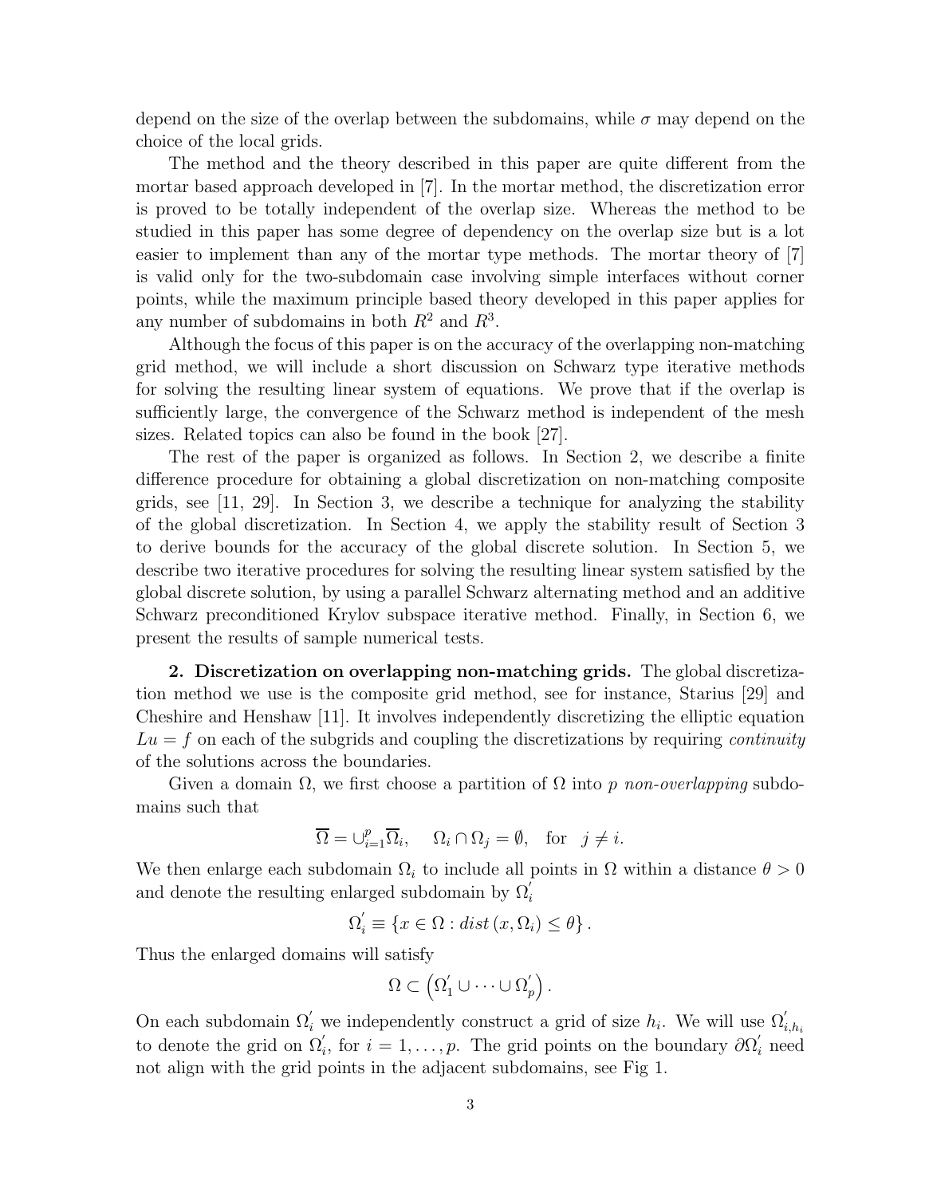depend on the size of the overlap between the subdomains, while $\sigma$ may depend on the choice of the local grids.

The method and the theory described in this paper are quite different from the mortar based approach developed in [7]. In the mortar method, the discretization error is proved to be totally independent of the overlap size. Whereas the method to be studied in this paper has some degree of dependency on the overlap size but is a lot easier to implement than any of the mortar type methods. The mortar theory of [7] is valid only for the two-subdomain case involving simple interfaces without corner points, while the maximum principle based theory developed in this paper applies for any number of subdomains in both $R^2$ and $R^3$.

Although the focus of this paper is on the accuracy of the overlapping non-matching grid method, we will include a short discussion on Schwarz type iterative methods for solving the resulting linear system of equations. We prove that if the overlap is sufficiently large, the convergence of the Schwarz method is independent of the mesh sizes. Related topics can also be found in the book [27].

The rest of the paper is organized as follows. In Section 2, we describe a finite difference procedure for obtaining a global discretization on non-matching composite grids, see [11, 29]. In Section 3, we describe a technique for analyzing the stability of the global discretization. In Section 4, we apply the stability result of Section 3 to derive bounds for the accuracy of the global discrete solution. In Section 5, we describe two iterative procedures for solving the resulting linear system satisfied by the global discrete solution, by using a parallel Schwarz alternating method and an additive Schwarz preconditioned Krylov subspace iterative method. Finally, in Section 6, we present the results of sample numerical tests.

**2. Discretization on overlapping non-matching grids.** The global discretization method we use is the composite grid method, see for instance, Starius [29] and Cheshire and Henshaw [11]. It involves independently discretizing the elliptic equation $Lu = f$ on each of the subgrids and coupling the discretizations by requiring *continuity* of the solutions across the boundaries.

Given a domain $\Omega$, we first choose a partition of $\Omega$ into $p$ *non-overlapping* subdomains such that

$$\overline{\Omega} = \cup_{i=1}^{p} \overline{\Omega}_i, \quad \Omega_i \cap \Omega_j = \emptyset, \quad \text{for} \quad j \neq i.$$

We then enlarge each subdomain $\Omega_i$ to include all points in $\Omega$ within a distance $\theta > 0$ and denote the resulting enlarged subdomain by $\Omega_i^{'}$

$$\Omega_i^{'} \equiv \{x \in \Omega : dist\,(x, \Omega_i) \leq \theta\}.$$

Thus the enlarged domains will satisfy

$$\Omega \subset \left(\Omega_1^{'} \cup \cdots \cup \Omega_p^{'}\right).$$

On each subdomain $\Omega_i^{'}$ we independently construct a grid of size $h_i$. We will use $\Omega_{i,h_i}^{'}$ to denote the grid on $\Omega_i^{'}$, for $i = 1, \ldots, p$. The grid points on the boundary $\partial\Omega_i^{'}$ need not align with the grid points in the adjacent subdomains, see Fig 1.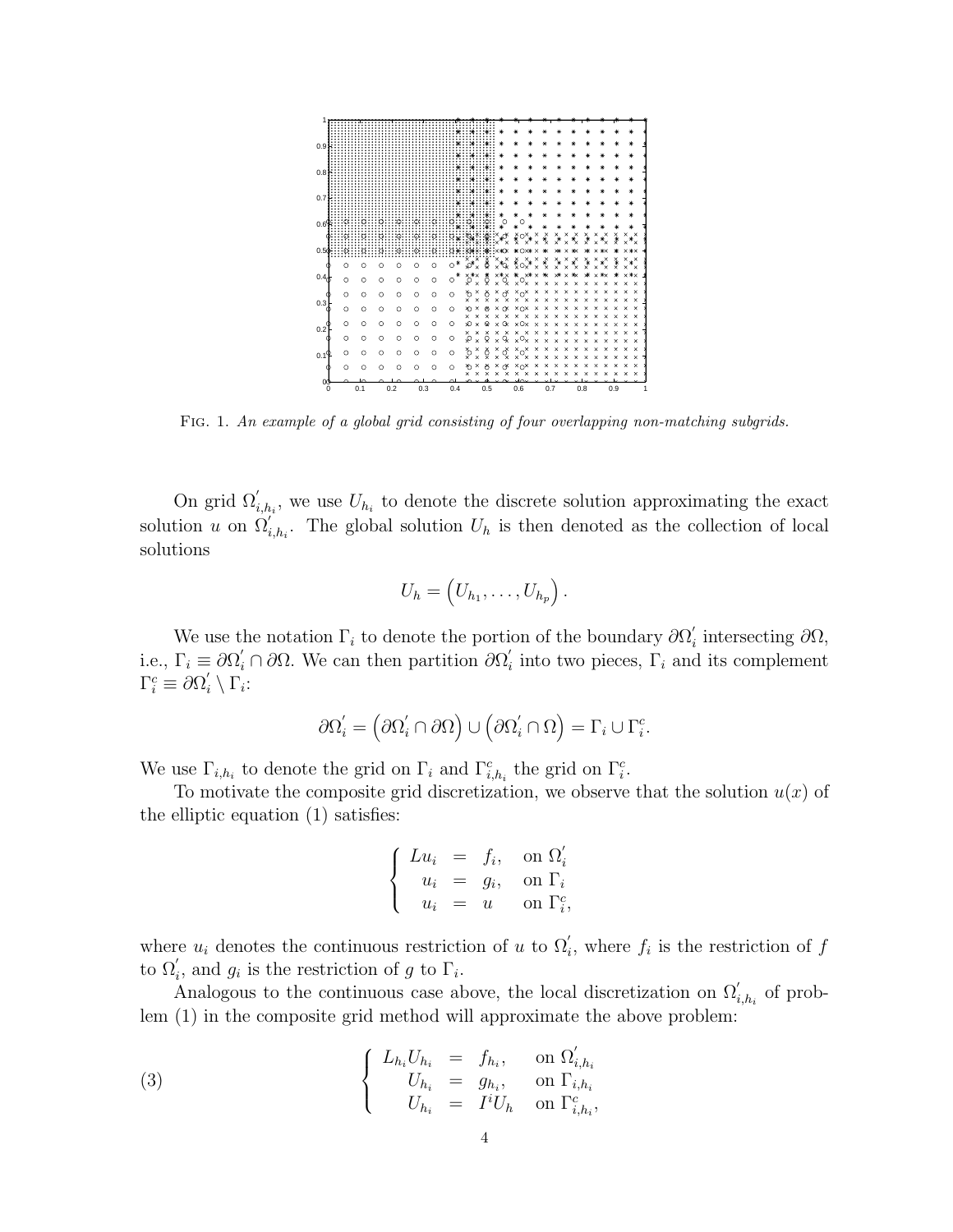FIG. 1. *An example of a global grid consisting of four overlapping non-matching subgrids.*

On grid $\Omega'_{i,h_i}$, we use $U_{h_i}$ to denote the discrete solution approximating the exact solution $u$ on $\Omega'_{i,h_i}$. The global solution $U_h$ is then denoted as the collection of local solutions

$$U_h = \left(U_{h_1}, \ldots, U_{h_p}\right).$$

We use the notation $\Gamma_i$ to denote the portion of the boundary $\partial\Omega'_i$ intersecting $\partial\Omega$, i.e., $\Gamma_i \equiv \partial\Omega'_i \cap \partial\Omega$. We can then partition $\partial\Omega'_i$ into two pieces, $\Gamma_i$ and its complement $\Gamma_i^c \equiv \partial\Omega'_i \setminus \Gamma_i$:

$$\partial\Omega'_i = \left(\partial\Omega'_i \cap \partial\Omega\right) \cup \left(\partial\Omega'_i \cap \Omega\right) = \Gamma_i \cup \Gamma_i^c.$$

We use $\Gamma_{i,h_i}$ to denote the grid on $\Gamma_i$ and $\Gamma_{i,h_i}^c$ the grid on $\Gamma_i^c$.

To motivate the composite grid discretization, we observe that the solution $u(x)$ of the elliptic equation (1) satisfies:

$$\left\{ \begin{array}{rcll} Lu_i & = & f_i, & \text{on } \Omega'_i \\ u_i & = & g_i, & \text{on } \Gamma_i \\ u_i & = & u & \text{on } \Gamma_i^c, \end{array} \right.$$

where $u_i$ denotes the continuous restriction of $u$ to $\Omega'_i$, where $f_i$ is the restriction of $f$ to $\Omega'_i$, and $g_i$ is the restriction of $g$ to $\Gamma_i$.

Analogous to the continuous case above, the local discretization on $\Omega'_{i,h_i}$ of problem (1) in the composite grid method will approximate the above problem:

$$\left\{ \begin{array}{rcll} L_{h_i} U_{h_i} & = & f_{h_i}, & \text{on } \Omega'_{i,h_i} \\ U_{h_i} & = & g_{h_i}, & \text{on } \Gamma_{i,h_i} \\ U_{h_i} & = & I^i U_h & \text{on } \Gamma_{i,h_i}^c, \end{array} \right. \tag{3}$$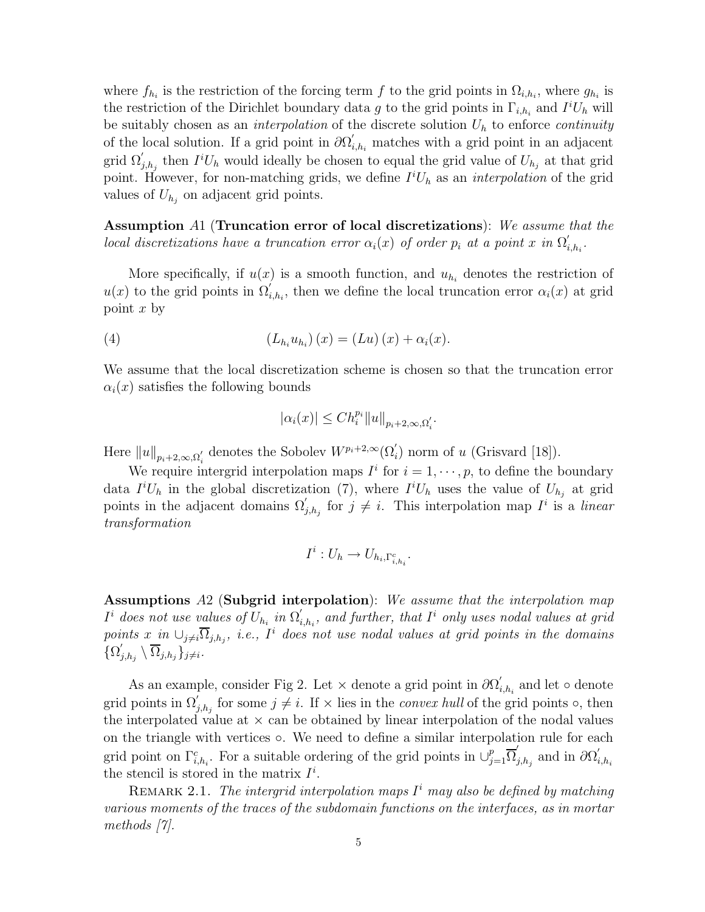where $f_{h_i}$ is the restriction of the forcing term $f$ to the grid points in $\Omega_{i,h_i}$, where $g_{h_i}$ is the restriction of the Dirichlet boundary data $g$ to the grid points in $\Gamma_{i,h_i}$ and $I^i U_h$ will be suitably chosen as an *interpolation* of the discrete solution $U_h$ to enforce *continuity* of the local solution. If a grid point in $\partial\Omega'_{i,h_i}$ matches with a grid point in an adjacent grid $\Omega'_{j,h_j}$ then $I^i U_h$ would ideally be chosen to equal the grid value of $U_{h_j}$ at that grid point. However, for non-matching grids, we define $I^i U_h$ as an *interpolation* of the grid values of $U_{h_j}$ on adjacent grid points.

**Assumption** $A1$ (**Truncation error of local discretizations**): *We assume that the local discretizations have a truncation error $\alpha_i(x)$ of order $p_i$ at a point $x$ in $\Omega'_{i,h_i}$.*

More specifically, if $u(x)$ is a smooth function, and $u_{h_i}$ denotes the restriction of $u(x)$ to the grid points in $\Omega'_{i,h_i}$, then we define the local truncation error $\alpha_i(x)$ at grid point $x$ by

$$(L_{h_i} u_{h_i})(x) = (Lu)(x) + \alpha_i(x). \tag{4}$$

We assume that the local discretization scheme is chosen so that the truncation error $\alpha_i(x)$ satisfies the following bounds

$$|\alpha_i(x)| \leq C h_i^{p_i} \|u\|_{p_i+2,\infty,\Omega'_i}.$$

Here $\|u\|_{p_i+2,\infty,\Omega'_i}$ denotes the Sobolev $W^{p_i+2,\infty}(\Omega'_i)$ norm of $u$ (Grisvard [18]).

We require intergrid interpolation maps $I^i$ for $i = 1, \cdots, p$, to define the boundary data $I^i U_h$ in the global discretization (7), where $I^i U_h$ uses the value of $U_{h_j}$ at grid points in the adjacent domains $\Omega'_{j,h_j}$ for $j \neq i$. This interpolation map $I^i$ is a *linear transformation*

$$I^i : U_h \rightarrow U_{h_i,\Gamma^c_{i,h_i}}.$$

**Assumptions** $A2$ (**Subgrid interpolation**): *We assume that the interpolation map $I^i$ does not use values of $U_{h_i}$ in $\Omega'_{i,h_i}$, and further, that $I^i$ only uses nodal values at grid points $x$ in $\cup_{j\neq i}\overline{\Omega}_{j,h_j}$, i.e., $I^i$ does not use nodal values at grid points in the domains $\{\Omega'_{j,h_j} \setminus \overline{\Omega}_{j,h_j}\}_{j\neq i}$.*

As an example, consider Fig 2. Let $\times$ denote a grid point in $\partial\Omega'_{i,h_i}$ and let $\circ$ denote grid points in $\Omega'_{j,h_j}$ for some $j \neq i$. If $\times$ lies in the *convex hull* of the grid points $\circ$, then the interpolated value at $\times$ can be obtained by linear interpolation of the nodal values on the triangle with vertices $\circ$. We need to define a similar interpolation rule for each grid point on $\Gamma^c_{i,h_i}$. For a suitable ordering of the grid points in $\cup_{j=1}^p \overline{\Omega}'_{j,h_j}$ and in $\partial\Omega'_{i,h_i}$ the stencil is stored in the matrix $I^i$.

Remark 2.1. *The intergrid interpolation maps $I^i$ may also be defined by matching various moments of the traces of the subdomain functions on the interfaces, as in mortar methods [7].*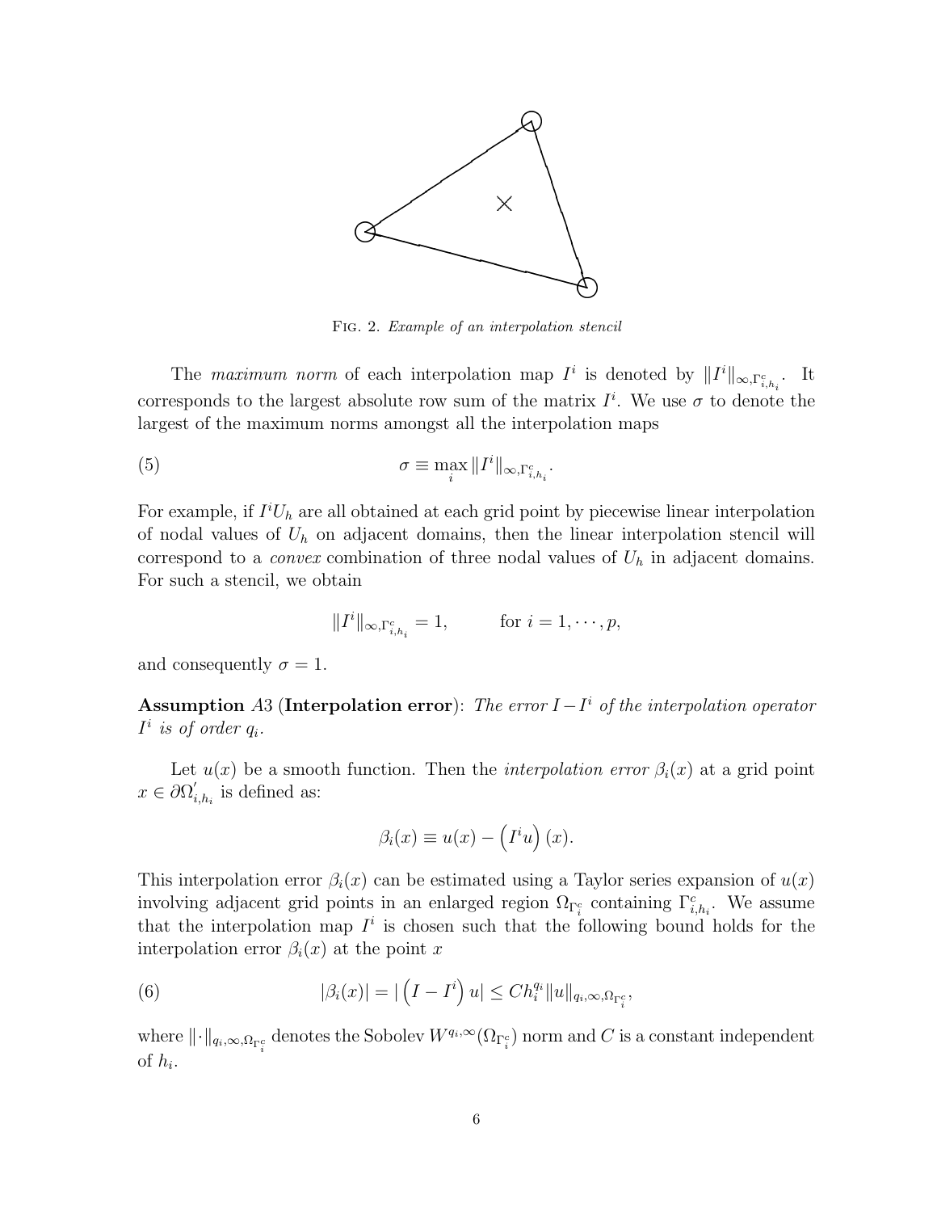FIG. 2. *Example of an interpolation stencil*

The *maximum norm* of each interpolation map $I^i$ is denoted by $\|I^i\|_{\infty,\Gamma^c_{i,h_i}}$. It corresponds to the largest absolute row sum of the matrix $I^i$. We use $\sigma$ to denote the largest of the maximum norms amongst all the interpolation maps

$$\sigma \equiv \max_i \|I^i\|_{\infty,\Gamma^c_{i,h_i}}. \tag{5}$$

For example, if $I^i U_h$ are all obtained at each grid point by piecewise linear interpolation of nodal values of $U_h$ on adjacent domains, then the linear interpolation stencil will correspond to a *convex* combination of three nodal values of $U_h$ in adjacent domains. For such a stencil, we obtain

$$\|I^i\|_{\infty,\Gamma^c_{i,h_i}} = 1, \qquad \text{for } i = 1, \cdots, p,$$

and consequently $\sigma = 1$.

**Assumption** *A*3 (**Interpolation error**): *The error $I - I^i$ of the interpolation operator $I^i$ is of order $q_i$.*

Let $u(x)$ be a smooth function. Then the *interpolation error* $\beta_i(x)$ at a grid point $x \in \partial\Omega'_{i,h_i}$ is defined as:

$$\beta_i(x) \equiv u(x) - \left(I^i u\right)(x).$$

This interpolation error $\beta_i(x)$ can be estimated using a Taylor series expansion of $u(x)$ involving adjacent grid points in an enlarged region $\Omega_{\Gamma^c_i}$ containing $\Gamma^c_{i,h_i}$. We assume that the interpolation map $I^i$ is chosen such that the following bound holds for the interpolation error $\beta_i(x)$ at the point $x$

$$|\beta_i(x)| = |\left(I - I^i\right) u| \leq C h_i^{q_i} \|u\|_{q_i,\infty,\Omega_{\Gamma^c_i}}, \tag{6}$$

where $\|\cdot\|_{q_i,\infty,\Omega_{\Gamma^c_i}}$ denotes the Sobolev $W^{q_i,\infty}(\Omega_{\Gamma^c_i})$ norm and $C$ is a constant independent of $h_i$.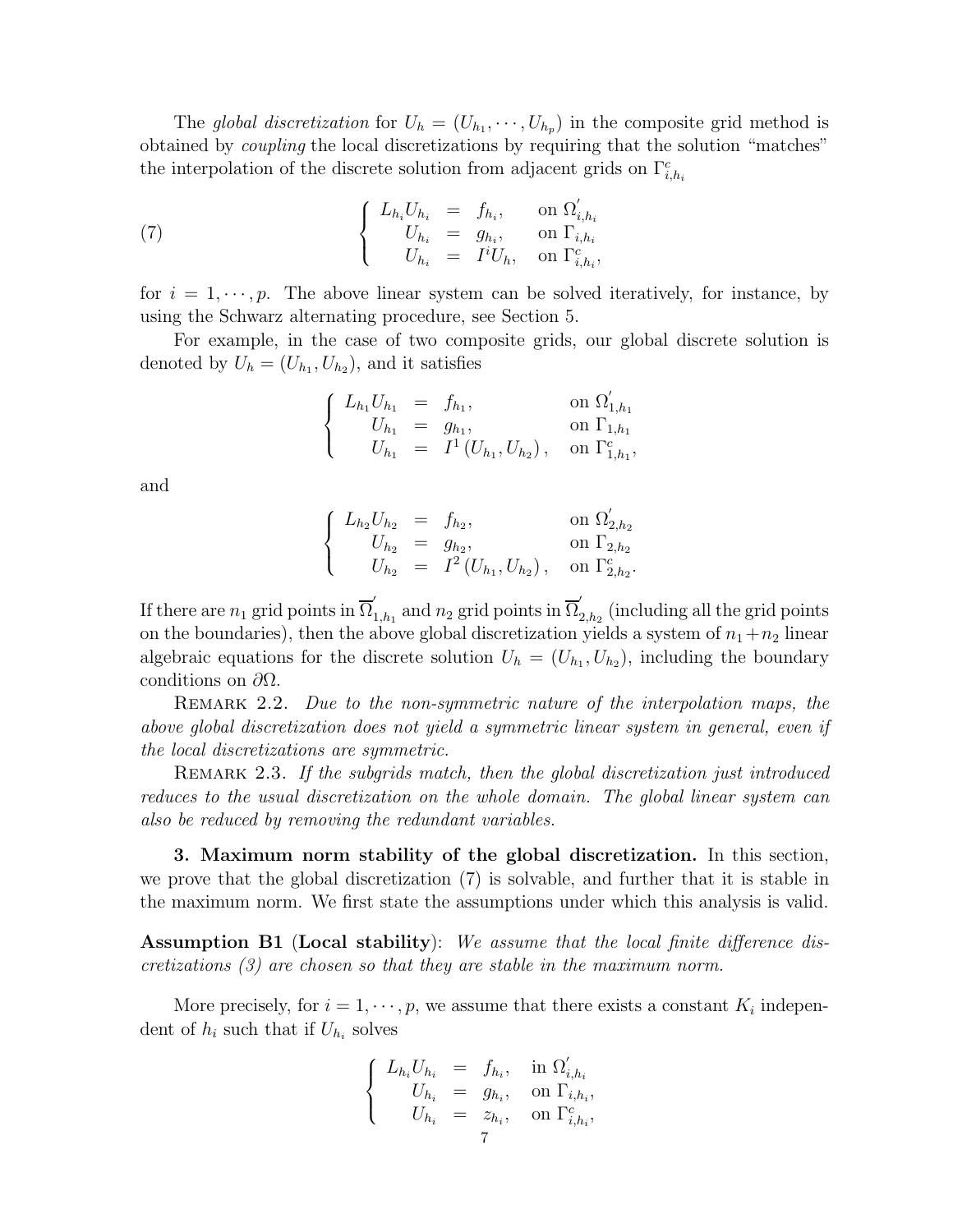The *global discretization* for $U_h = (U_{h_1}, \cdots, U_{h_p})$ in the composite grid method is obtained by *coupling* the local discretizations by requiring that the solution "matches" the interpolation of the discrete solution from adjacent grids on $\Gamma^c_{i,h_i}$

$$
\left\{ \begin{array}{rcll} L_{h_i} U_{h_i} & = & f_{h_i}, & \text{on } \Omega'_{i,h_i} \\ U_{h_i} & = & g_{h_i}, & \text{on } \Gamma_{i,h_i} \\ U_{h_i} & = & I^i U_h, & \text{on } \Gamma^c_{i,h_i}, \end{array} \right. \tag{7}
$$

for $i = 1, \cdots, p$. The above linear system can be solved iteratively, for instance, by using the Schwarz alternating procedure, see Section 5.

For example, in the case of two composite grids, our global discrete solution is denoted by $U_h = (U_{h_1}, U_{h_2})$, and it satisfies

$$
\left\{ \begin{array}{rcll} L_{h_1} U_{h_1} & = & f_{h_1}, & \text{on } \Omega'_{1,h_1} \\ U_{h_1} & = & g_{h_1}, & \text{on } \Gamma_{1,h_1} \\ U_{h_1} & = & I^1 \left( U_{h_1}, U_{h_2} \right), & \text{on } \Gamma^c_{1,h_1}, \end{array} \right.
$$

and

$$
\left\{ \begin{array}{rcll} L_{h_2} U_{h_2} & = & f_{h_2}, & \text{on } \Omega'_{2,h_2} \\ U_{h_2} & = & g_{h_2}, & \text{on } \Gamma_{2,h_2} \\ U_{h_2} & = & I^2 \left( U_{h_1}, U_{h_2} \right), & \text{on } \Gamma^c_{2,h_2}. \end{array} \right.
$$

If there are $n_1$ grid points in $\overline{\Omega}'_{1,h_1}$ and $n_2$ grid points in $\overline{\Omega}'_{2,h_2}$ (including all the grid points on the boundaries), then the above global discretization yields a system of $n_1 + n_2$ linear algebraic equations for the discrete solution $U_h = (U_{h_1}, U_{h_2})$, including the boundary conditions on $\partial\Omega$.

REMARK 2.2. *Due to the non-symmetric nature of the interpolation maps, the above global discretization does not yield a symmetric linear system in general, even if the local discretizations are symmetric.*

REMARK 2.3. *If the subgrids match, then the global discretization just introduced reduces to the usual discretization on the whole domain. The global linear system can also be reduced by removing the redundant variables.*

## 3. Maximum norm stability of the global discretization.

In this section, we prove that the global discretization (7) is solvable, and further that it is stable in the maximum norm. We first state the assumptions under which this analysis is valid.

**Assumption B1** (**Local stability**): *We assume that the local finite difference discretizations (3) are chosen so that they are stable in the maximum norm.*

More precisely, for $i = 1, \cdots, p$, we assume that there exists a constant $K_i$ independent of $h_i$ such that if $U_{h_i}$ solves

$$
\left\{ \begin{array}{rcll} L_{h_i} U_{h_i} & = & f_{h_i}, & \text{in } \Omega'_{i,h_i} \\ U_{h_i} & = & g_{h_i}, & \text{on } \Gamma_{i,h_i}, \\ U_{h_i} & = & z_{h_i}, & \text{on } \Gamma^c_{i,h_i}, \end{array} \right.
$$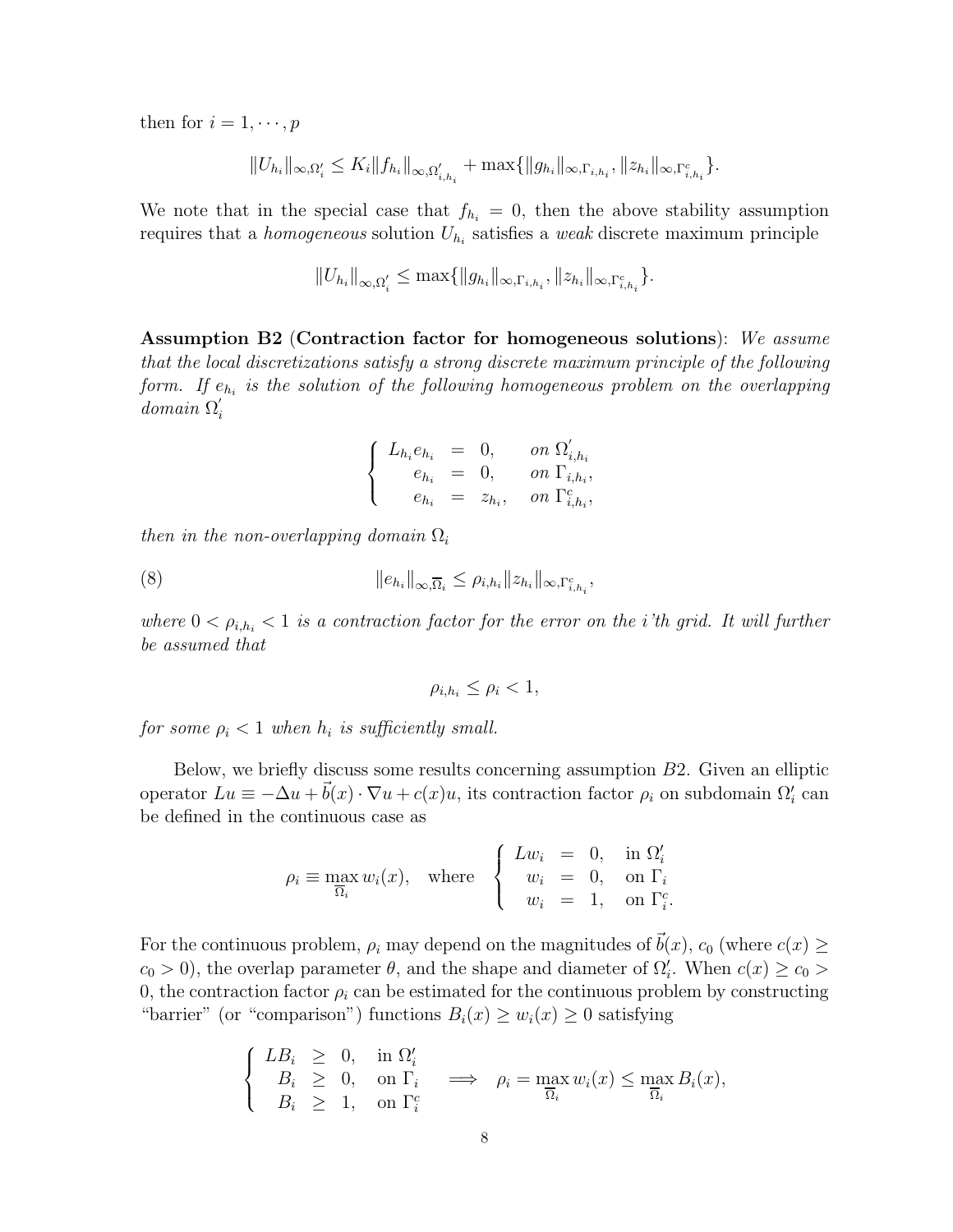then for $i = 1, \cdots, p$

$$\|U_{h_i}\|_{\infty,\Omega_i'} \leq K_i \|f_{h_i}\|_{\infty,\Omega_{i,h_i}'} + \max\{\|g_{h_i}\|_{\infty,\Gamma_{i,h_i}}, \|z_{h_i}\|_{\infty,\Gamma_{i,h_i}^c}\}.$$

We note that in the special case that $f_{h_i} = 0$, then the above stability assumption requires that a *homogeneous* solution $U_{h_i}$ satisfies a *weak* discrete maximum principle

$$\|U_{h_i}\|_{\infty,\Omega_i'} \leq \max\{\|g_{h_i}\|_{\infty,\Gamma_{i,h_i}}, \|z_{h_i}\|_{\infty,\Gamma_{i,h_i}^c}\}.$$

**Assumption B2** (**Contraction factor for homogeneous solutions**): *We assume that the local discretizations satisfy a strong discrete maximum principle of the following form. If $e_{h_i}$ is the solution of the following homogeneous problem on the overlapping domain $\Omega_i'$*

$$\begin{cases} L_{h_i} e_{h_i} &= 0, \quad \text{on } \Omega_{i,h_i}' \\ e_{h_i} &= 0, \quad \text{on } \Gamma_{i,h_i}, \\ e_{h_i} &= z_{h_i}, \quad \text{on } \Gamma_{i,h_i}^c, \end{cases}$$

*then in the non-overlapping domain $\Omega_i$*

$$\|e_{h_i}\|_{\infty,\overline{\Omega}_i} \leq \rho_{i,h_i} \|z_{h_i}\|_{\infty,\Gamma_{i,h_i}^c}, \tag{8}$$

*where $0 < \rho_{i,h_i} < 1$ is a contraction factor for the error on the i'th grid. It will further be assumed that*

$$\rho_{i,h_i} \leq \rho_i < 1,$$

*for some $\rho_i < 1$ when $h_i$ is sufficiently small.*

Below, we briefly discuss some results concerning assumption $B2$. Given an elliptic operator $Lu \equiv -\Delta u + \vec{b}(x) \cdot \nabla u + c(x)u$, its contraction factor $\rho_i$ on subdomain $\Omega_i'$ can be defined in the continuous case as

$$\rho_i \equiv \max_{\overline{\Omega}_i} w_i(x), \quad \text{where} \quad \begin{cases} Lw_i &= 0, \quad \text{in } \Omega_i' \\ w_i &= 0, \quad \text{on } \Gamma_i \\ w_i &= 1, \quad \text{on } \Gamma_i^c. \end{cases}$$

For the continuous problem, $\rho_i$ may depend on the magnitudes of $\vec{b}(x)$, $c_0$ (where $c(x) \geq c_0 > 0$), the overlap parameter $\theta$, and the shape and diameter of $\Omega_i'$. When $c(x) \geq c_0 > 0$, the contraction factor $\rho_i$ can be estimated for the continuous problem by constructing "barrier" (or "comparison") functions $B_i(x) \geq w_i(x) \geq 0$ satisfying

$$\begin{cases} LB_i &\geq 0, \quad \text{in } \Omega_i' \\ B_i &\geq 0, \quad \text{on } \Gamma_i \\ B_i &\geq 1, \quad \text{on } \Gamma_i^c \end{cases} \implies \rho_i = \max_{\overline{\Omega}_i} w_i(x) \leq \max_{\overline{\Omega}_i} B_i(x),$$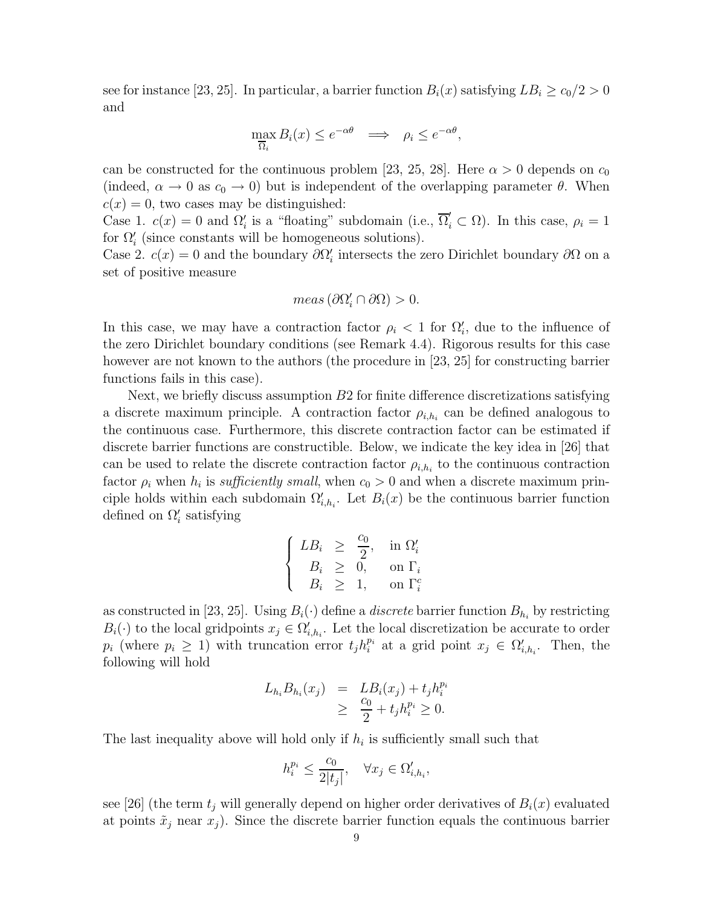see for instance [23, 25]. In particular, a barrier function $B_i(x)$ satisfying $LB_i \geq c_0/2 > 0$ and

$$\max_{\overline{\Omega}_i} B_i(x) \leq e^{-\alpha\theta} \implies \rho_i \leq e^{-\alpha\theta},$$

can be constructed for the continuous problem [23, 25, 28]. Here $\alpha > 0$ depends on $c_0$ (indeed, $\alpha \to 0$ as $c_0 \to 0$) but is independent of the overlapping parameter $\theta$. When $c(x) = 0$, two cases may be distinguished:

Case 1. $c(x) = 0$ and $\Omega_i'$ is a "floating" subdomain (i.e., $\overline{\Omega}_i' \subset \Omega$). In this case, $\rho_i = 1$ for $\Omega_i'$ (since constants will be homogeneous solutions).

Case 2. $c(x) = 0$ and the boundary $\partial\Omega_i'$ intersects the zero Dirichlet boundary $\partial\Omega$ on a set of positive measure

$$meas\,(\partial\Omega_i' \cap \partial\Omega) > 0.$$

In this case, we may have a contraction factor $\rho_i < 1$ for $\Omega_i'$, due to the influence of the zero Dirichlet boundary conditions (see Remark 4.4). Rigorous results for this case however are not known to the authors (the procedure in [23, 25] for constructing barrier functions fails in this case).

Next, we briefly discuss assumption $B2$ for finite difference discretizations satisfying a discrete maximum principle. A contraction factor $\rho_{i,h_i}$ can be defined analogous to the continuous case. Furthermore, this discrete contraction factor can be estimated if discrete barrier functions are constructible. Below, we indicate the key idea in [26] that can be used to relate the discrete contraction factor $\rho_{i,h_i}$ to the continuous contraction factor $\rho_i$ when $h_i$ is *sufficiently small*, when $c_0 > 0$ and when a discrete maximum principle holds within each subdomain $\Omega_{i,h_i}'$. Let $B_i(x)$ be the continuous barrier function defined on $\Omega_i'$ satisfying

$$\begin{cases} LB_i \geq \dfrac{c_0}{2}, & \text{in } \Omega_i' \\ B_i \geq 0, & \text{on } \Gamma_i \\ B_i \geq 1, & \text{on } \Gamma_i^c \end{cases}$$

as constructed in [23, 25]. Using $B_i(\cdot)$ define a *discrete* barrier function $B_{h_i}$ by restricting $B_i(\cdot)$ to the local gridpoints $x_j \in \Omega_{i,h_i}'$. Let the local discretization be accurate to order $p_i$ (where $p_i \geq 1$) with truncation error $t_j h_i^{p_i}$ at a grid point $x_j \in \Omega_{i,h_i}'$. Then, the following will hold

$$\begin{aligned} L_{h_i} B_{h_i}(x_j) &= LB_i(x_j) + t_j h_i^{p_i} \\ &\geq \frac{c_0}{2} + t_j h_i^{p_i} \geq 0. \end{aligned}$$

The last inequality above will hold only if $h_i$ is sufficiently small such that

$$h_i^{p_i} \leq \frac{c_0}{2|t_j|}, \quad \forall x_j \in \Omega_{i,h_i}',$$

see [26] (the term $t_j$ will generally depend on higher order derivatives of $B_i(x)$ evaluated at points $\tilde{x}_j$ near $x_j$). Since the discrete barrier function equals the continuous barrier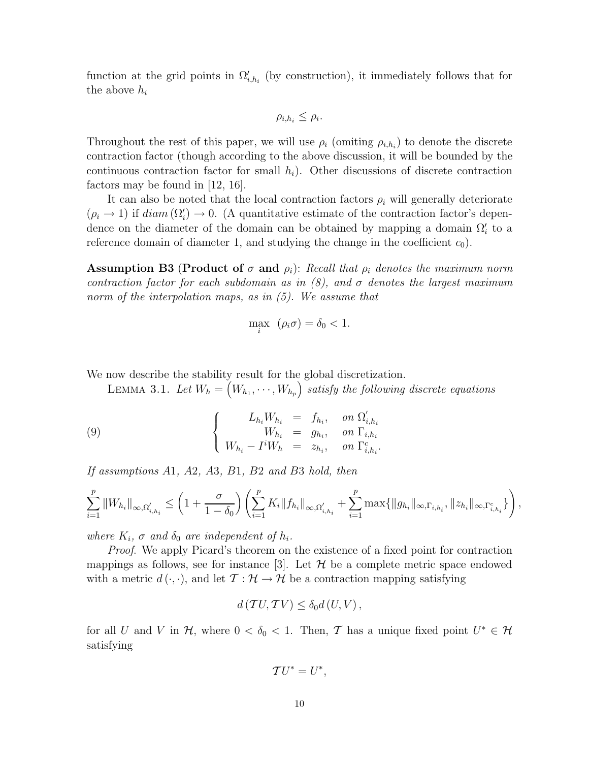function at the grid points in $\Omega'_{i,h_i}$ (by construction), it immediately follows that for the above $h_i$

$$\rho_{i,h_i} \leq \rho_i.$$

Throughout the rest of this paper, we will use $\rho_i$ (omiting $\rho_{i,h_i}$) to denote the discrete contraction factor (though according to the above discussion, it will be bounded by the continuous contraction factor for small $h_i$). Other discussions of discrete contraction factors may be found in [12, 16].

It can also be noted that the local contraction factors $\rho_i$ will generally deteriorate ($\rho_i \to 1$) if $diam\,(\Omega'_i) \to 0$. (A quantitative estimate of the contraction factor's dependence on the diameter of the domain can be obtained by mapping a domain $\Omega'_i$ to a reference domain of diameter 1, and studying the change in the coefficient $c_0$).

**Assumption B3** (**Product of $\sigma$ and $\rho_i$**): *Recall that $\rho_i$ denotes the maximum norm contraction factor for each subdomain as in (8), and $\sigma$ denotes the largest maximum norm of the interpolation maps, as in (5). We assume that*

$$\max_i \ (\rho_i \sigma) = \delta_0 < 1.$$

We now describe the stability result for the global discretization.

LEMMA 3.1. *Let $W_h = \left(W_{h_1}, \cdots, W_{h_p}\right)$ satisfy the following discrete equations*

$$\left\{ \begin{array}{rcll} L_{h_i} W_{h_i} &=& f_{h_i}, & \text{on } \Omega'_{i,h_i} \\ W_{h_i} &=& g_{h_i}, & \text{on } \Gamma_{i,h_i} \\ W_{h_i} - I^i W_h &=& z_{h_i}, & \text{on } \Gamma^c_{i,h_i}. \end{array} \right. \tag{9}$$

*If assumptions A1, A2, A3, B1, B2 and B3 hold, then*

$$\sum_{i=1}^{p} \|W_{h_i}\|_{\infty,\Omega'_{i,h_i}} \leq \left(1 + \frac{\sigma}{1-\delta_0}\right) \left( \sum_{i=1}^{p} K_i \|f_{h_i}\|_{\infty,\Omega'_{i,h_i}} + \sum_{i=1}^{p} \max\{\|g_{h_i}\|_{\infty,\Gamma_{i,h_i}}, \|z_{h_i}\|_{\infty,\Gamma^c_{i,h_i}}\} \right),$$

*where $K_i$, $\sigma$ and $\delta_0$ are independent of $h_i$.*

*Proof.* We apply Picard's theorem on the existence of a fixed point for contraction mappings as follows, see for instance [3]. Let $\mathcal{H}$ be a complete metric space endowed with a metric $d\,(\cdot,\cdot)$, and let $\mathcal{T} : \mathcal{H} \to \mathcal{H}$ be a contraction mapping satisfying

$$d\,(\mathcal{T}U, \mathcal{T}V) \leq \delta_0 d\,(U, V)\,,$$

for all $U$ and $V$ in $\mathcal{H}$, where $0 < \delta_0 < 1$. Then, $\mathcal{T}$ has a unique fixed point $U^* \in \mathcal{H}$ satisfying

$$\mathcal{T}U^* = U^*,$$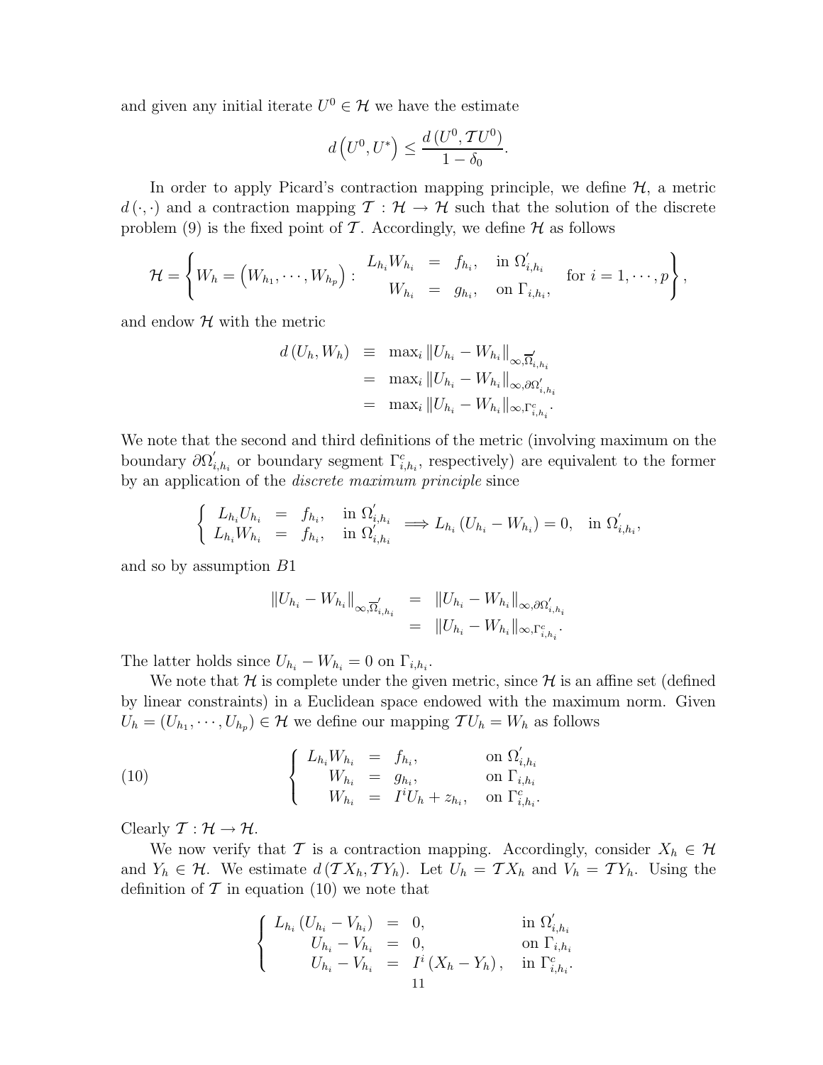and given any initial iterate $U^0 \in \mathcal{H}$ we have the estimate

$$d\left(U^0, U^*\right) \leq \frac{d\left(U^0, \mathcal{T}U^0\right)}{1-\delta_0}.$$

In order to apply Picard's contraction mapping principle, we define $\mathcal{H}$, a metric $d(\cdot,\cdot)$ and a contraction mapping $\mathcal{T} : \mathcal{H} \to \mathcal{H}$ such that the solution of the discrete problem (9) is the fixed point of $\mathcal{T}$. Accordingly, we define $\mathcal{H}$ as follows

$$\mathcal{H} = \left\{ W_h = \left(W_{h_1}, \cdots, W_{h_p}\right) : \begin{array}{rcll} L_{h_i} W_{h_i} &=& f_{h_i}, & \text{in } \Omega'_{i,h_i} \\ W_{h_i} &=& g_{h_i}, & \text{on } \Gamma_{i,h_i}, \end{array} \quad \text{for } i = 1, \cdots, p \right\},$$

and endow $\mathcal{H}$ with the metric

$$\begin{array}{rcl} d\left(U_h, W_h\right) &\equiv& \max_i \left\|U_{h_i} - W_{h_i}\right\|_{\infty, \overline{\Omega}'_{i,h_i}} \\ &=& \max_i \left\|U_{h_i} - W_{h_i}\right\|_{\infty, \partial\Omega'_{i,h_i}} \\ &=& \max_i \left\|U_{h_i} - W_{h_i}\right\|_{\infty, \Gamma^c_{i,h_i}}. \end{array}$$

We note that the second and third definitions of the metric (involving maximum on the boundary $\partial\Omega'_{i,h_i}$ or boundary segment $\Gamma^c_{i,h_i}$, respectively) are equivalent to the former by an application of the *discrete maximum principle* since

$$\left\{ \begin{array}{rcll} L_{h_i} U_{h_i} &=& f_{h_i}, & \text{in } \Omega'_{i,h_i} \\ L_{h_i} W_{h_i} &=& f_{h_i}, & \text{in } \Omega'_{i,h_i} \end{array} \right. \Longrightarrow L_{h_i}\left(U_{h_i} - W_{h_i}\right) = 0, \quad \text{in } \Omega'_{i,h_i},$$

and so by assumption $B1$

$$\begin{array}{rcl} \left\|U_{h_i} - W_{h_i}\right\|_{\infty, \overline{\Omega}'_{i,h_i}} &=& \left\|U_{h_i} - W_{h_i}\right\|_{\infty, \partial\Omega'_{i,h_i}} \\ &=& \left\|U_{h_i} - W_{h_i}\right\|_{\infty, \Gamma^c_{i,h_i}}. \end{array}$$

The latter holds since $U_{h_i} - W_{h_i} = 0$ on $\Gamma_{i,h_i}$.

We note that $\mathcal{H}$ is complete under the given metric, since $\mathcal{H}$ is an affine set (defined by linear constraints) in a Euclidean space endowed with the maximum norm. Given $U_h = \left(U_{h_1}, \cdots, U_{h_p}\right) \in \mathcal{H}$ we define our mapping $\mathcal{T}U_h = W_h$ as follows

$$\left\{ \begin{array}{rcll} L_{h_i} W_{h_i} &=& f_{h_i}, & \text{on } \Omega'_{i,h_i} \\ W_{h_i} &=& g_{h_i}, & \text{on } \Gamma_{i,h_i} \\ W_{h_i} &=& I^i U_h + z_{h_i}, & \text{on } \Gamma^c_{i,h_i}. \end{array} \right. \tag{10}$$

Clearly $\mathcal{T} : \mathcal{H} \to \mathcal{H}$.

We now verify that $\mathcal{T}$ is a contraction mapping. Accordingly, consider $X_h \in \mathcal{H}$ and $Y_h \in \mathcal{H}$. We estimate $d\left(\mathcal{T}X_h, \mathcal{T}Y_h\right)$. Let $U_h = \mathcal{T}X_h$ and $V_h = \mathcal{T}Y_h$. Using the definition of $\mathcal{T}$ in equation (10) we note that

$$\left\{ \begin{array}{rcll} L_{h_i}\left(U_{h_i} - V_{h_i}\right) &=& 0, & \text{in } \Omega'_{i,h_i} \\ U_{h_i} - V_{h_i} &=& 0, & \text{on } \Gamma_{i,h_i} \\ U_{h_i} - V_{h_i} &=& I^i\left(X_h - Y_h\right), & \text{in } \Gamma^c_{i,h_i}. \end{array} \right.$$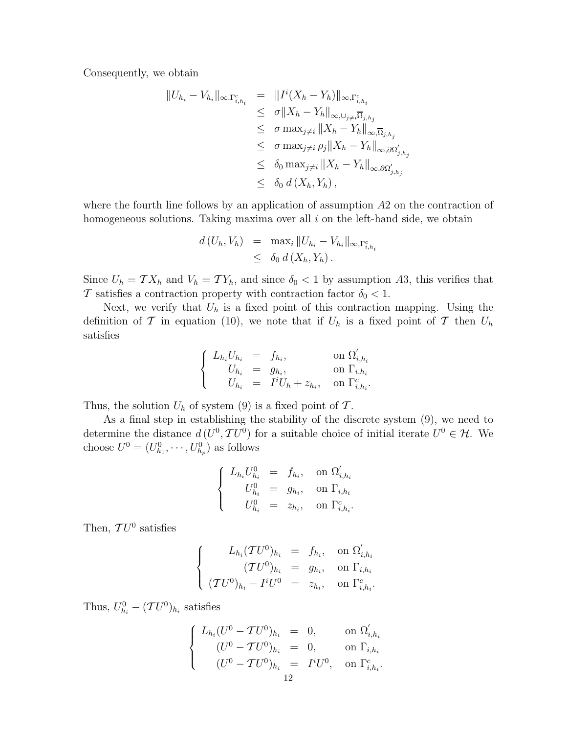Consequently, we obtain

$$
\begin{array}{rcl}
\|U_{h_i} - V_{h_i}\|_{\infty,\Gamma^c_{i,h_i}} & = & \|I^i(X_h - Y_h)\|_{\infty,\Gamma^c_{i,h_i}} \\
& \leq & \sigma \|X_h - Y_h\|_{\infty,\cup_{j\neq i}\overline{\Omega}_{j,h_j}} \\
& \leq & \sigma \max_{j\neq i} \|X_h - Y_h\|_{\infty,\overline{\Omega}_{j,h_j}} \\
& \leq & \sigma \max_{j\neq i} \rho_j \|X_h - Y_h\|_{\infty,\partial\Omega'_{j,h_j}} \\
& \leq & \delta_0 \max_{j\neq i} \|X_h - Y_h\|_{\infty,\partial\Omega'_{j,h_j}} \\
& \leq & \delta_0 \, d\left(X_h, Y_h\right),
\end{array}
$$

where the fourth line follows by an application of assumption $A2$ on the contraction of homogeneous solutions. Taking maxima over all $i$ on the left-hand side, we obtain

$$
\begin{array}{rcl}
d\left(U_h, V_h\right) & = & \max_i \|U_{h_i} - V_{h_i}\|_{\infty,\Gamma^c_{i,h_i}} \\
& \leq & \delta_0 \, d\left(X_h, Y_h\right).
\end{array}
$$

Since $U_h = \mathcal{T} X_h$ and $V_h = \mathcal{T} Y_h$, and since $\delta_0 < 1$ by assumption $A3$, this verifies that $\mathcal{T}$ satisfies a contraction property with contraction factor $\delta_0 < 1$.

Next, we verify that $U_h$ is a fixed point of this contraction mapping. Using the definition of $\mathcal{T}$ in equation (10), we note that if $U_h$ is a fixed point of $\mathcal{T}$ then $U_h$ satisfies

$$
\left\{
\begin{array}{rcll}
L_{h_i} U_{h_i} & = & f_{h_i}, & \text{on } \Omega'_{i,h_i} \\
U_{h_i} & = & g_{h_i}, & \text{on } \Gamma_{i,h_i} \\
U_{h_i} & = & I^i U_h + z_{h_i}, & \text{on } \Gamma^c_{i,h_i}.
\end{array}
\right.
$$

Thus, the solution $U_h$ of system (9) is a fixed point of $\mathcal{T}$.

As a final step in establishing the stability of the discrete system (9), we need to determine the distance $d\left(U^0, \mathcal{T}U^0\right)$ for a suitable choice of initial iterate $U^0 \in \mathcal{H}$. We choose $U^0 = (U^0_{h_1}, \cdots, U^0_{h_p})$ as follows

$$
\left\{
\begin{array}{rcll}
L_{h_i} U^0_{h_i} & = & f_{h_i}, & \text{on } \Omega'_{i,h_i} \\
U^0_{h_i} & = & g_{h_i}, & \text{on } \Gamma_{i,h_i} \\
U^0_{h_i} & = & z_{h_i}, & \text{on } \Gamma^c_{i,h_i}.
\end{array}
\right.
$$

Then, $\mathcal{T}U^0$ satisfies

$$
\left\{
\begin{array}{rcll}
L_{h_i} (\mathcal{T}U^0)_{h_i} & = & f_{h_i}, & \text{on } \Omega'_{i,h_i} \\
(\mathcal{T}U^0)_{h_i} & = & g_{h_i}, & \text{on } \Gamma_{i,h_i} \\
(\mathcal{T}U^0)_{h_i} - I^i U^0 & = & z_{h_i}, & \text{on } \Gamma^c_{i,h_i}.
\end{array}
\right.
$$

Thus, $U^0_{h_i} - (\mathcal{T}U^0)_{h_i}$ satisfies

$$
\left\{
\begin{array}{rcll}
L_{h_i} (U^0 - \mathcal{T}U^0)_{h_i} & = & 0, & \text{on } \Omega'_{i,h_i} \\
(U^0 - \mathcal{T}U^0)_{h_i} & = & 0, & \text{on } \Gamma_{i,h_i} \\
(U^0 - \mathcal{T}U^0)_{h_i} & = & I^i U^0, & \text{on } \Gamma^c_{i,h_i}.
\end{array}
\right.
$$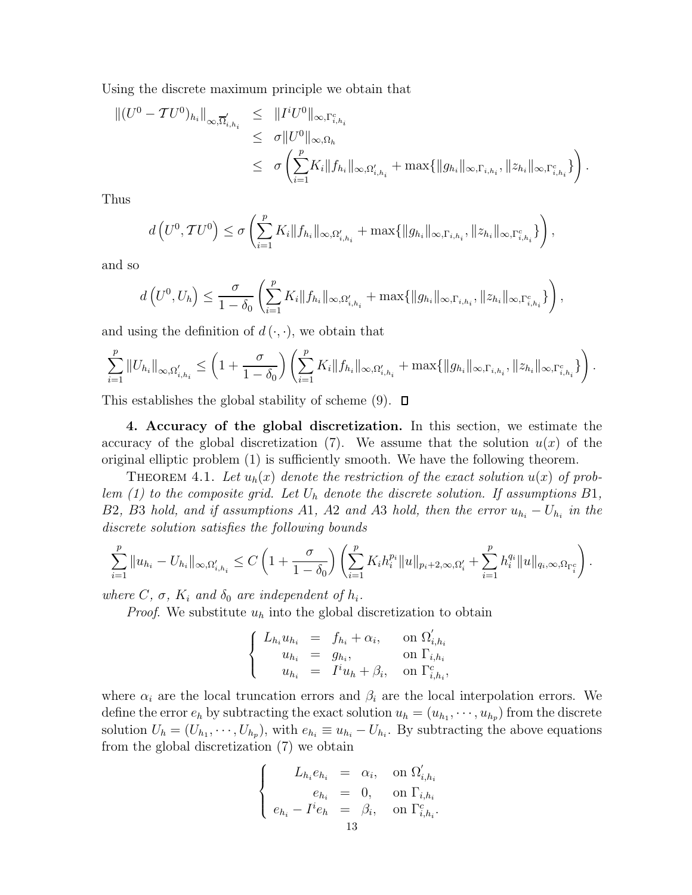Using the discrete maximum principle we obtain that

$$
\begin{aligned}
\|(U^0 - \mathcal{T}U^0)_{h_i}\|_{\infty,\overline{\Omega}'_{i,h_i}} &\leq \|I^i U^0\|_{\infty,\Gamma^c_{i,h_i}} \\
&\leq \sigma \|U^0\|_{\infty,\Omega_h} \\
&\leq \sigma \left( \sum_{i=1}^{p} K_i \|f_{h_i}\|_{\infty,\Omega'_{i,h_i}} + \max\{\|g_{h_i}\|_{\infty,\Gamma_{i,h_i}}, \|z_{h_i}\|_{\infty,\Gamma^c_{i,h_i}}\} \right).
\end{aligned}
$$

Thus

$$
d\left(U^0, \mathcal{T}U^0\right) \leq \sigma \left( \sum_{i=1}^{p} K_i \|f_{h_i}\|_{\infty,\Omega'_{i,h_i}} + \max\{\|g_{h_i}\|_{\infty,\Gamma_{i,h_i}}, \|z_{h_i}\|_{\infty,\Gamma^c_{i,h_i}}\} \right),
$$

and so

$$
d\left(U^0, U_h\right) \leq \frac{\sigma}{1-\delta_0} \left( \sum_{i=1}^{p} K_i \|f_{h_i}\|_{\infty,\Omega'_{i,h_i}} + \max\{\|g_{h_i}\|_{\infty,\Gamma_{i,h_i}}, \|z_{h_i}\|_{\infty,\Gamma^c_{i,h_i}}\} \right),
$$

and using the definition of $d(\cdot,\cdot)$, we obtain that

$$
\sum_{i=1}^{p} \|U_{h_i}\|_{\infty,\Omega'_{i,h_i}} \leq \left(1 + \frac{\sigma}{1-\delta_0}\right) \left( \sum_{i=1}^{p} K_i \|f_{h_i}\|_{\infty,\Omega'_{i,h_i}} + \max\{\|g_{h_i}\|_{\infty,\Gamma_{i,h_i}}, \|z_{h_i}\|_{\infty,\Gamma^c_{i,h_i}}\} \right).
$$

This establishes the global stability of scheme (9). ◻

**4. Accuracy of the global discretization.** In this section, we estimate the accuracy of the global discretization (7). We assume that the solution $u(x)$ of the original elliptic problem (1) is sufficiently smooth. We have the following theorem.

THEOREM 4.1. *Let $u_h(x)$ denote the restriction of the exact solution $u(x)$ of problem (1) to the composite grid. Let $U_h$ denote the discrete solution. If assumptions B1, B2, B3 hold, and if assumptions A1, A2 and A3 hold, then the error $u_{h_i} - U_{h_i}$ in the discrete solution satisfies the following bounds*

$$
\sum_{i=1}^{p} \|u_{h_i} - U_{h_i}\|_{\infty,\Omega'_{i,h_i}} \leq C\left(1 + \frac{\sigma}{1-\delta_0}\right) \left( \sum_{i=1}^{p} K_i h_i^{p_i} \|u\|_{p_i+2,\infty,\Omega'_i} + \sum_{i=1}^{p} h_i^{q_i} \|u\|_{q_i,\infty,\Omega_{\Gamma^c_i}} \right).
$$

*where $C$, $\sigma$, $K_i$ and $\delta_0$ are independent of $h_i$.*

*Proof.* We substitute $u_h$ into the global discretization to obtain

$$
\left\{
\begin{array}{rcll}
L_{h_i} u_{h_i} &=& f_{h_i} + \alpha_i, & \text{on } \Omega'_{i,h_i} \\
u_{h_i} &=& g_{h_i}, & \text{on } \Gamma_{i,h_i} \\
u_{h_i} &=& I^i u_h + \beta_i, & \text{on } \Gamma^c_{i,h_i},
\end{array}
\right.
$$

where $\alpha_i$ are the local truncation errors and $\beta_i$ are the local interpolation errors. We define the error $e_h$ by subtracting the exact solution $u_h = (u_{h_1}, \cdots, u_{h_p})$ from the discrete solution $U_h = (U_{h_1}, \cdots, U_{h_p})$, with $e_{h_i} \equiv u_{h_i} - U_{h_i}$. By subtracting the above equations from the global discretization (7) we obtain

$$
\left\{
\begin{array}{rcll}
L_{h_i} e_{h_i} &=& \alpha_i, & \text{on } \Omega'_{i,h_i} \\
e_{h_i} &=& 0, & \text{on } \Gamma_{i,h_i} \\
e_{h_i} - I^i e_h &=& \beta_i, & \text{on } \Gamma^c_{i,h_i}.
\end{array}
\right.
$$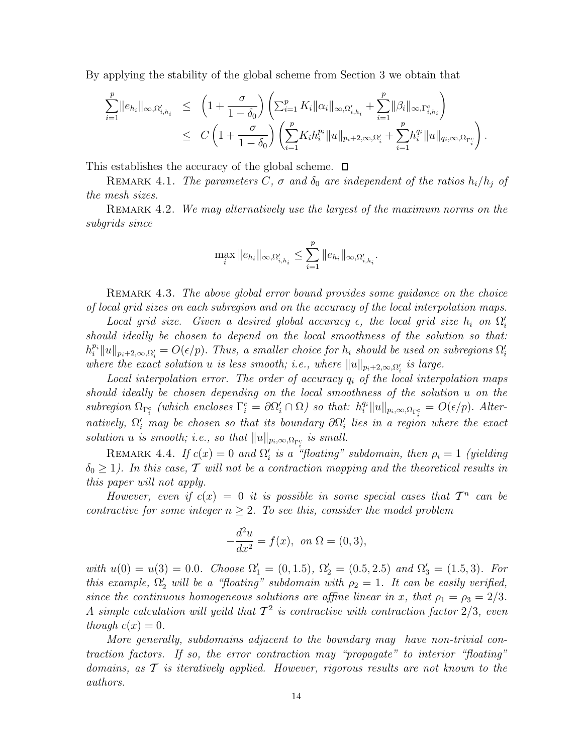By applying the stability of the global scheme from Section 3 we obtain that

$$
\begin{aligned}
\sum_{i=1}^{p} \|e_{h_i}\|_{\infty,\Omega'_{i,h_i}} &\leq \left(1+\frac{\sigma}{1-\delta_0}\right)\left(\sum_{i=1}^{p} K_i\|\alpha_i\|_{\infty,\Omega'_{i,h_i}} + \sum_{i=1}^{p}\|\beta_i\|_{\infty,\Gamma^c_{i,h_i}}\right) \\
&\leq C\left(1+\frac{\sigma}{1-\delta_0}\right)\left(\sum_{i=1}^{p} K_i h_i^{p_i}\|u\|_{p_i+2,\infty,\Omega'_i} + \sum_{i=1}^{p} h_i^{q_i}\|u\|_{q_i,\infty,\Omega_{\Gamma^c_i}}\right).
\end{aligned}
$$

This establishes the accuracy of the global scheme. □

Remark 4.1. *The parameters $C$, $\sigma$ and $\delta_0$ are independent of the ratios $h_i/h_j$ of the mesh sizes.*

Remark 4.2. *We may alternatively use the largest of the maximum norms on the subgrids since*

$$
\max_i \|e_{h_i}\|_{\infty,\Omega'_{i,h_i}} \leq \sum_{i=1}^{p} \|e_{h_i}\|_{\infty,\Omega'_{i,h_i}}.
$$

Remark 4.3. *The above global error bound provides some guidance on the choice of local grid sizes on each subregion and on the accuracy of the local interpolation maps.*

*Local grid size. Given a desired global accuracy $\epsilon$, the local grid size $h_i$ on $\Omega'_i$ should ideally be chosen to depend on the local smoothness of the solution so that: $h_i^{p_i}\|u\|_{p_i+2,\infty,\Omega'_i} = O(\epsilon/p)$. Thus, a smaller choice for $h_i$ should be used on subregions $\Omega'_i$ where the exact solution $u$ is less smooth; i.e., where $\|u\|_{p_i+2,\infty,\Omega'_i}$ is large.*

*Local interpolation error. The order of accuracy $q_i$ of the local interpolation maps should ideally be chosen depending on the local smoothness of the solution $u$ on the subregion $\Omega_{\Gamma^c_i}$ (which encloses $\Gamma^c_i = \partial\Omega'_i \cap \Omega$) so that: $h_i^{q_i}\|u\|_{p_i,\infty,\Omega_{\Gamma^c_i}} = O(\epsilon/p)$. Alternatively, $\Omega'_i$ may be chosen so that its boundary $\partial\Omega'_i$ lies in a region where the exact solution $u$ is smooth; i.e., so that $\|u\|_{p_i,\infty,\Omega_{\Gamma^c_i}}$ is small.*

Remark 4.4. *If $c(x) = 0$ and $\Omega'_i$ is a "floating" subdomain, then $\rho_i = 1$ (yielding $\delta_0 \geq 1$). In this case, $\mathcal{T}$ will not be a contraction mapping and the theoretical results in this paper will not apply.*

*However, even if $c(x) = 0$ it is possible in some special cases that $\mathcal{T}^n$ can be contractive for some integer $n \geq 2$. To see this, consider the model problem*

$$
-\frac{d^2u}{dx^2} = f(x), \;\; \text{on } \Omega = (0,3),
$$

*with $u(0) = u(3) = 0.0$. Choose $\Omega'_1 = (0,1.5)$, $\Omega'_2 = (0.5,2.5)$ and $\Omega'_3 = (1.5,3)$. For this example, $\Omega'_2$ will be a "floating" subdomain with $\rho_2 = 1$. It can be easily verified, since the continuous homogeneous solutions are affine linear in $x$, that $\rho_1 = \rho_3 = 2/3$. A simple calculation will yeild that $\mathcal{T}^2$ is contractive with contraction factor $2/3$, even though $c(x) = 0$.*

*More generally, subdomains adjacent to the boundary may have non-trivial contraction factors. If so, the error contraction may "propagate" to interior "floating" domains, as $\mathcal{T}$ is iteratively applied. However, rigorous results are not known to the authors.*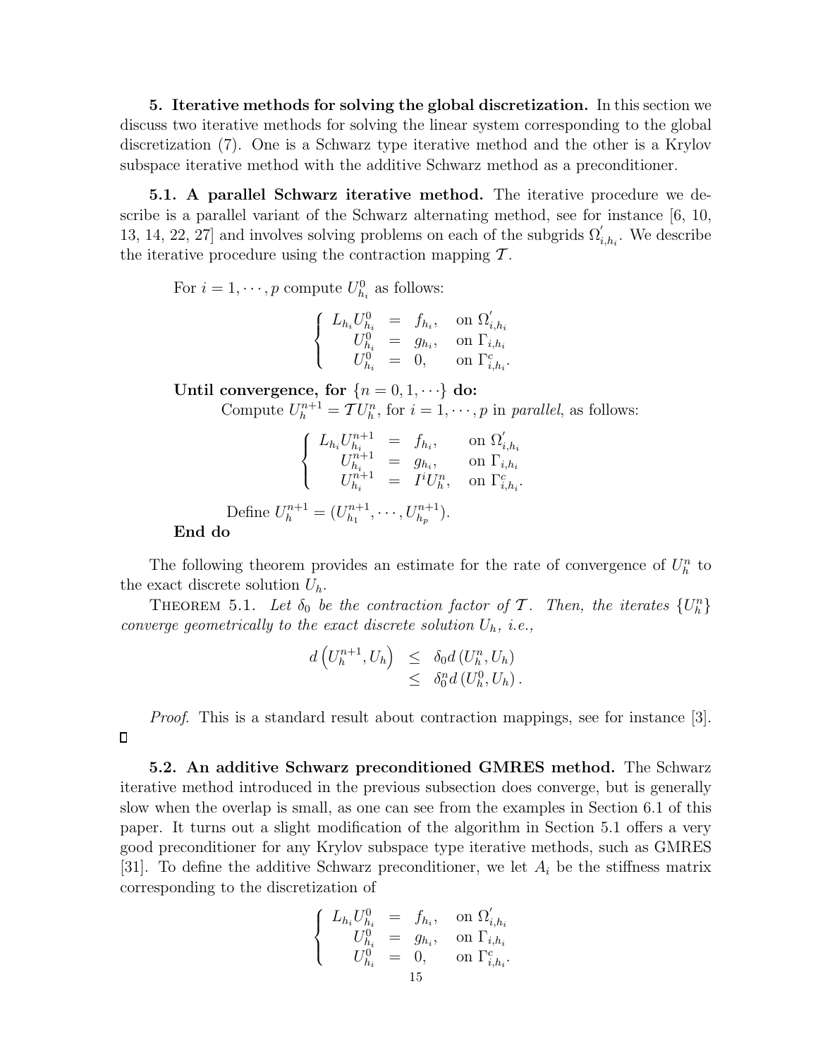**5. Iterative methods for solving the global discretization.** In this section we discuss two iterative methods for solving the linear system corresponding to the global discretization (7). One is a Schwarz type iterative method and the other is a Krylov subspace iterative method with the additive Schwarz method as a preconditioner.

**5.1. A parallel Schwarz iterative method.** The iterative procedure we describe is a parallel variant of the Schwarz alternating method, see for instance [6, 10, 13, 14, 22, 27] and involves solving problems on each of the subgrids $\Omega'_{i,h_i}$. We describe the iterative procedure using the contraction mapping $\mathcal{T}$.

For $i = 1, \cdots, p$ compute $U^0_{h_i}$ as follows:

$$\left\{ \begin{array}{rcll} L_{h_i} U^0_{h_i} & = & f_{h_i}, & \text{on } \Omega'_{i,h_i} \\ U^0_{h_i} & = & g_{h_i}, & \text{on } \Gamma_{i,h_i} \\ U^0_{h_i} & = & 0, & \text{on } \Gamma^c_{i,h_i}. \end{array} \right.$$

**Until convergence, for** $\{n = 0, 1, \cdots\}$ **do:**

Compute $U^{n+1}_h = \mathcal{T} U^n_h$, for $i = 1, \cdots, p$ in *parallel*, as follows:

$$\left\{ \begin{array}{rcll} L_{h_i} U^{n+1}_{h_i} & = & f_{h_i}, & \text{on } \Omega'_{i,h_i} \\ U^{n+1}_{h_i} & = & g_{h_i}, & \text{on } \Gamma_{i,h_i} \\ U^{n+1}_{h_i} & = & I^i U^n_h, & \text{on } \Gamma^c_{i,h_i}. \end{array} \right.$$

Define $U^{n+1}_h = (U^{n+1}_{h_1}, \cdots, U^{n+1}_{h_p})$.

**End do**

The following theorem provides an estimate for the rate of convergence of $U^n_h$ to the exact discrete solution $U_h$.

THEOREM 5.1. *Let $\delta_0$ be the contraction factor of $\mathcal{T}$. Then, the iterates $\{U^n_h\}$ converge geometrically to the exact discrete solution $U_h$, i.e.,*

$$\begin{array}{rcl} d\left(U^{n+1}_h, U_h\right) & \leq & \delta_0 d\left(U^n_h, U_h\right) \\ & \leq & \delta^n_0 d\left(U^0_h, U_h\right). \end{array}$$

*Proof.* This is a standard result about contraction mappings, see for instance [3]. $\square$

**5.2. An additive Schwarz preconditioned GMRES method.** The Schwarz iterative method introduced in the previous subsection does converge, but is generally slow when the overlap is small, as one can see from the examples in Section 6.1 of this paper. It turns out a slight modification of the algorithm in Section 5.1 offers a very good preconditioner for any Krylov subspace type iterative methods, such as GMRES [31]. To define the additive Schwarz preconditioner, we let $A_i$ be the stiffness matrix corresponding to the discretization of

$$\left\{ \begin{array}{rcll} L_{h_i} U^0_{h_i} & = & f_{h_i}, & \text{on } \Omega'_{i,h_i} \\ U^0_{h_i} & = & g_{h_i}, & \text{on } \Gamma_{i,h_i} \\ U^0_{h_i} & = & 0, & \text{on } \Gamma^c_{i,h_i}. \end{array} \right.$$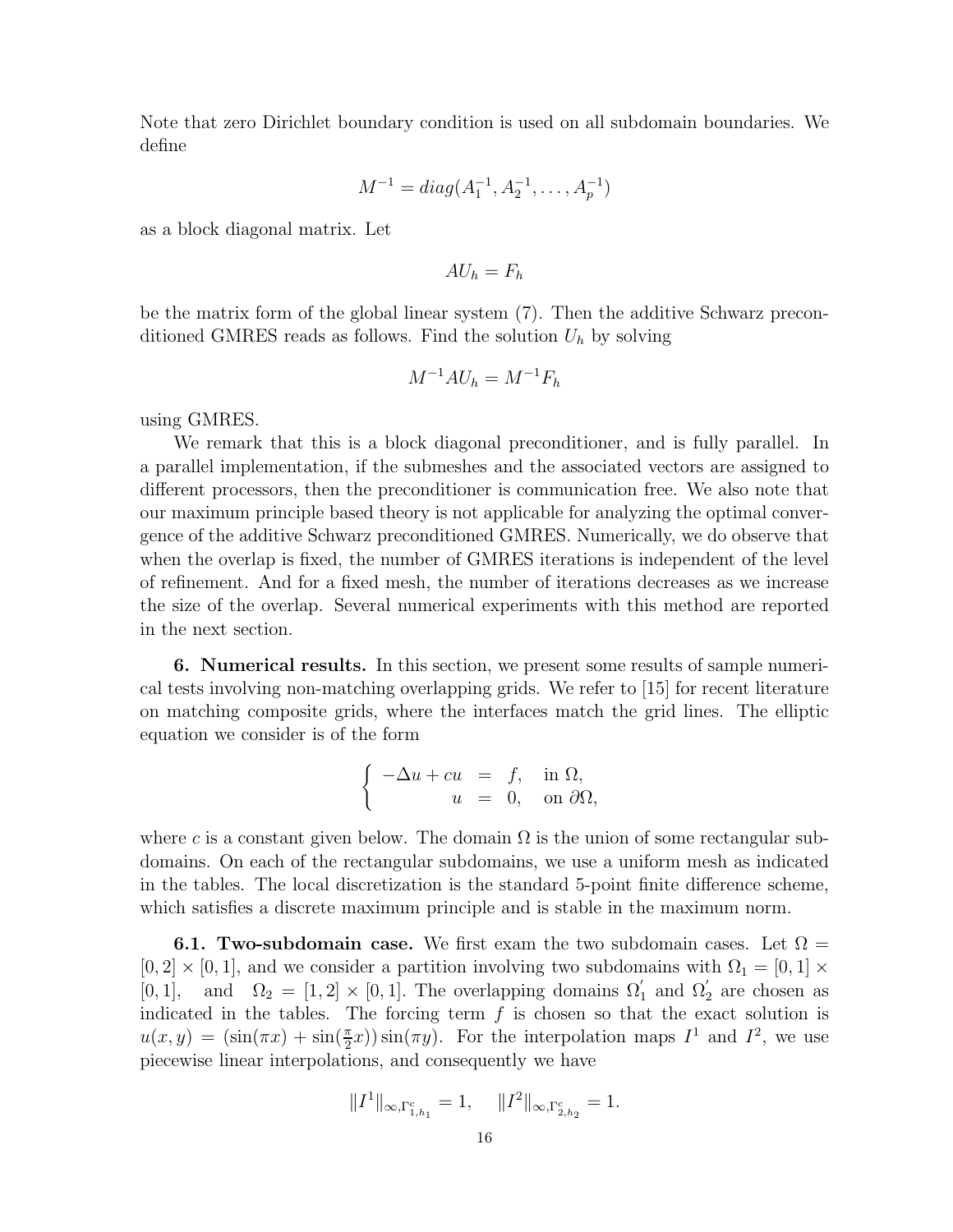Note that zero Dirichlet boundary condition is used on all subdomain boundaries. We define

$$M^{-1} = diag(A_1^{-1}, A_2^{-1}, \ldots, A_p^{-1})$$

as a block diagonal matrix. Let

$$AU_h = F_h$$

be the matrix form of the global linear system (7). Then the additive Schwarz preconditioned GMRES reads as follows. Find the solution $U_h$ by solving

$$M^{-1}AU_h = M^{-1}F_h$$

using GMRES.

We remark that this is a block diagonal preconditioner, and is fully parallel. In a parallel implementation, if the submeshes and the associated vectors are assigned to different processors, then the preconditioner is communication free. We also note that our maximum principle based theory is not applicable for analyzing the optimal convergence of the additive Schwarz preconditioned GMRES. Numerically, we do observe that when the overlap is fixed, the number of GMRES iterations is independent of the level of refinement. And for a fixed mesh, the number of iterations decreases as we increase the size of the overlap. Several numerical experiments with this method are reported in the next section.

**6. Numerical results.** In this section, we present some results of sample numerical tests involving non-matching overlapping grids. We refer to [15] for recent literature on matching composite grids, where the interfaces match the grid lines. The elliptic equation we consider is of the form

$$\begin{cases} -\Delta u + cu &= f, \quad \text{in } \Omega, \\ u &= 0, \quad \text{on } \partial\Omega, \end{cases}$$

where $c$ is a constant given below. The domain $\Omega$ is the union of some rectangular subdomains. On each of the rectangular subdomains, we use a uniform mesh as indicated in the tables. The local discretization is the standard 5-point finite difference scheme, which satisfies a discrete maximum principle and is stable in the maximum norm.

**6.1. Two-subdomain case.** We first exam the two subdomain cases. Let $\Omega = [0,2] \times [0,1]$, and we consider a partition involving two subdomains with $\Omega_1 = [0,1] \times [0,1]$, and $\Omega_2 = [1,2] \times [0,1]$. The overlapping domains $\Omega_1^{'}$ and $\Omega_2^{'}$ are chosen as indicated in the tables. The forcing term $f$ is chosen so that the exact solution is $u(x,y) = (\sin(\pi x) + \sin(\frac{\pi}{2}x))\sin(\pi y)$. For the interpolation maps $I^1$ and $I^2$, we use piecewise linear interpolations, and consequently we have

$$\|I^1\|_{\infty,\Gamma_{1,h_1}^c} = 1, \quad \|I^2\|_{\infty,\Gamma_{2,h_2}^c} = 1.$$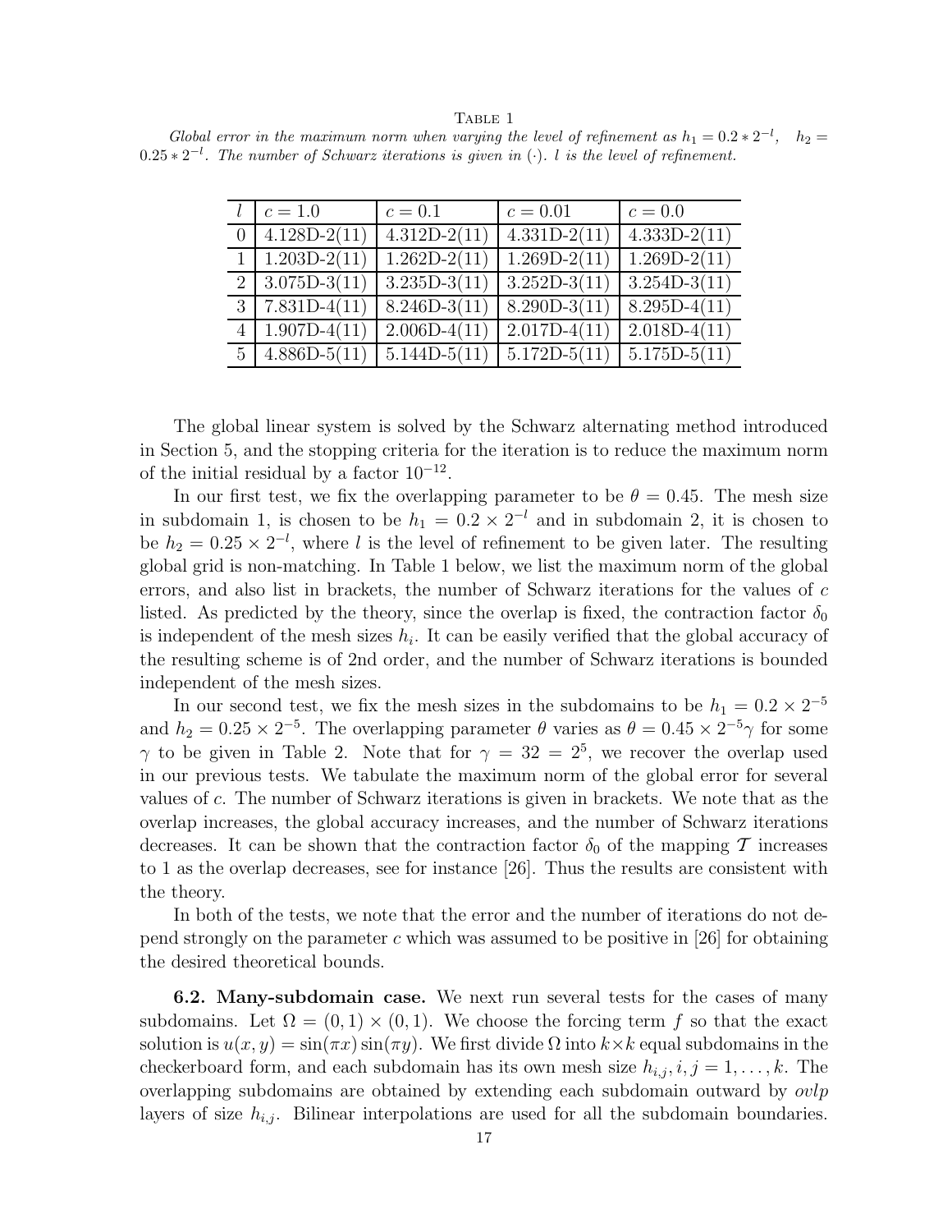TABLE 1

*Global error in the maximum norm when varying the level of refinement as $h_1 = 0.2 * 2^{-l}$, $h_2 = 0.25 * 2^{-l}$. The number of Schwarz iterations is given in $(\cdot)$. $l$ is the level of refinement.*

| $l$ | $c = 1.0$ | $c = 0.1$ | $c = 0.01$ | $c = 0.0$ |
|---|---|---|---|---|
| 0 | 4.128D-2(11) | 4.312D-2(11) | 4.331D-2(11) | 4.333D-2(11) |
| 1 | 1.203D-2(11) | 1.262D-2(11) | 1.269D-2(11) | 1.269D-2(11) |
| 2 | 3.075D-3(11) | 3.235D-3(11) | 3.252D-3(11) | 3.254D-3(11) |
| 3 | 7.831D-4(11) | 8.246D-3(11) | 8.290D-3(11) | 8.295D-4(11) |
| 4 | 1.907D-4(11) | 2.006D-4(11) | 2.017D-4(11) | 2.018D-4(11) |
| 5 | 4.886D-5(11) | 5.144D-5(11) | 5.172D-5(11) | 5.175D-5(11) |

The global linear system is solved by the Schwarz alternating method introduced in Section 5, and the stopping criteria for the iteration is to reduce the maximum norm of the initial residual by a factor $10^{-12}$.

In our first test, we fix the overlapping parameter to be $\theta = 0.45$. The mesh size in subdomain 1, is chosen to be $h_1 = 0.2 \times 2^{-l}$ and in subdomain 2, it is chosen to be $h_2 = 0.25 \times 2^{-l}$, where $l$ is the level of refinement to be given later. The resulting global grid is non-matching. In Table 1 below, we list the maximum norm of the global errors, and also list in brackets, the number of Schwarz iterations for the values of $c$ listed. As predicted by the theory, since the overlap is fixed, the contraction factor $\delta_0$ is independent of the mesh sizes $h_i$. It can be easily verified that the global accuracy of the resulting scheme is of 2nd order, and the number of Schwarz iterations is bounded independent of the mesh sizes.

In our second test, we fix the mesh sizes in the subdomains to be $h_1 = 0.2 \times 2^{-5}$ and $h_2 = 0.25 \times 2^{-5}$. The overlapping parameter $\theta$ varies as $\theta = 0.45 \times 2^{-5}\gamma$ for some $\gamma$ to be given in Table 2. Note that for $\gamma = 32 = 2^5$, we recover the overlap used in our previous tests. We tabulate the maximum norm of the global error for several values of $c$. The number of Schwarz iterations is given in brackets. We note that as the overlap increases, the global accuracy increases, and the number of Schwarz iterations decreases. It can be shown that the contraction factor $\delta_0$ of the mapping $\mathcal{T}$ increases to 1 as the overlap decreases, see for instance [26]. Thus the results are consistent with the theory.

In both of the tests, we note that the error and the number of iterations do not depend strongly on the parameter $c$ which was assumed to be positive in [26] for obtaining the desired theoretical bounds.

**6.2. Many-subdomain case.** We next run several tests for the cases of many subdomains. Let $\Omega = (0, 1) \times (0, 1)$. We choose the forcing term $f$ so that the exact solution is $u(x, y) = \sin(\pi x) \sin(\pi y)$. We first divide $\Omega$ into $k \times k$ equal subdomains in the checkerboard form, and each subdomain has its own mesh size $h_{i,j}, i, j = 1, \ldots, k$. The overlapping subdomains are obtained by extending each subdomain outward by *ovlp* layers of size $h_{i,j}$. Bilinear interpolations are used for all the subdomain boundaries.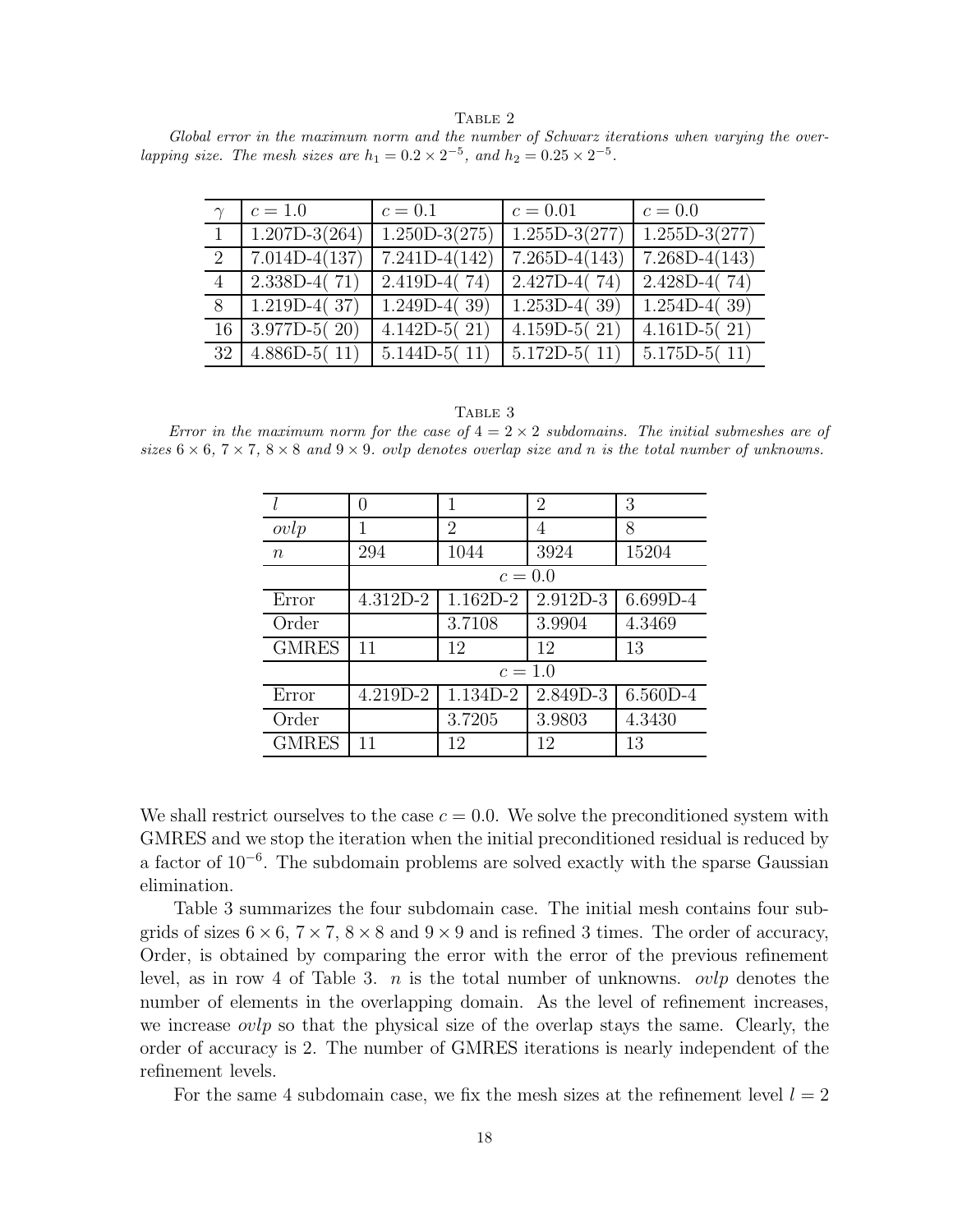Table 2

*Global error in the maximum norm and the number of Schwarz iterations when varying the overlapping size. The mesh sizes are $h_1 = 0.2 \times 2^{-5}$, and $h_2 = 0.25 \times 2^{-5}$.*

| $\gamma$ | $c = 1.0$ | $c = 0.1$ | $c = 0.01$ | $c = 0.0$ |
|---|---|---|---|---|
| 1 | 1.207D-3(264) | 1.250D-3(275) | 1.255D-3(277) | 1.255D-3(277) |
| 2 | 7.014D-4(137) | 7.241D-4(142) | 7.265D-4(143) | 7.268D-4(143) |
| 4 | 2.338D-4( 71) | 2.419D-4( 74) | 2.427D-4( 74) | 2.428D-4( 74) |
| 8 | 1.219D-4( 37) | 1.249D-4( 39) | 1.253D-4( 39) | 1.254D-4( 39) |
| 16 | 3.977D-5( 20) | 4.142D-5( 21) | 4.159D-5( 21) | 4.161D-5( 21) |
| 32 | 4.886D-5( 11) | 5.144D-5( 11) | 5.172D-5( 11) | 5.175D-5( 11) |

Table 3

*Error in the maximum norm for the case of $4 = 2 \times 2$ subdomains. The initial submeshes are of sizes $6 \times 6$, $7 \times 7$, $8 \times 8$ and $9 \times 9$. ovlp denotes overlap size and $n$ is the total number of unknowns.*

| $l$ | 0 | 1 | 2 | 3 |
|---|---|---|---|---|
| *ovlp* | 1 | 2 | 4 | 8 |
| $n$ | 294 | 1044 | 3924 | 15204 |
| | $c = 0.0$ | | | |
| Error | 4.312D-2 | 1.162D-2 | 2.912D-3 | 6.699D-4 |
| Order | | 3.7108 | 3.9904 | 4.3469 |
| GMRES | 11 | 12 | 12 | 13 |
| | $c = 1.0$ | | | |
| Error | 4.219D-2 | 1.134D-2 | 2.849D-3 | 6.560D-4 |
| Order | | 3.7205 | 3.9803 | 4.3430 |
| GMRES | 11 | 12 | 12 | 13 |

We shall restrict ourselves to the case $c = 0.0$. We solve the preconditioned system with GMRES and we stop the iteration when the initial preconditioned residual is reduced by a factor of $10^{-6}$. The subdomain problems are solved exactly with the sparse Gaussian elimination.

Table 3 summarizes the four subdomain case. The initial mesh contains four subgrids of sizes $6 \times 6$, $7 \times 7$, $8 \times 8$ and $9 \times 9$ and is refined 3 times. The order of accuracy, Order, is obtained by comparing the error with the error of the previous refinement level, as in row 4 of Table 3. $n$ is the total number of unknowns. *ovlp* denotes the number of elements in the overlapping domain. As the level of refinement increases, we increase *ovlp* so that the physical size of the overlap stays the same. Clearly, the order of accuracy is 2. The number of GMRES iterations is nearly independent of the refinement levels.

For the same 4 subdomain case, we fix the mesh sizes at the refinement level $l = 2$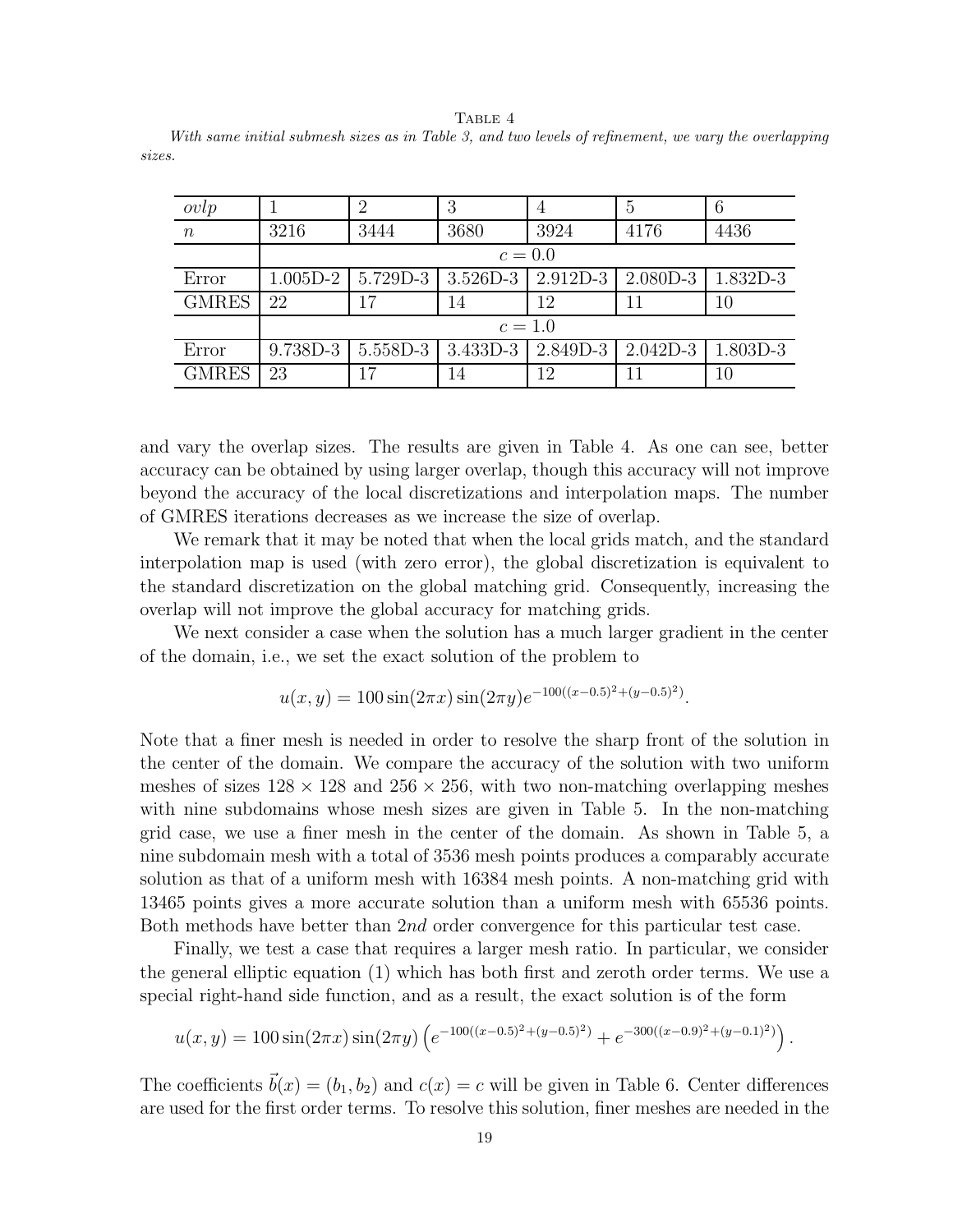TABLE 4

*With same initial submesh sizes as in Table 3, and two levels of refinement, we vary the overlapping sizes.*

| *ovlp* | 1 | 2 | 3 | 4 | 5 | 6 |
|---|---|---|---|---|---|---|
| $n$ | 3216 | 3444 | 3680 | 3924 | 4176 | 4436 |
| | $c = 0.0$ | | | | | |
| Error | 1.005D-2 | 5.729D-3 | 3.526D-3 | 2.912D-3 | 2.080D-3 | 1.832D-3 |
| GMRES | 22 | 17 | 14 | 12 | 11 | 10 |
| | $c = 1.0$ | | | | | |
| Error | 9.738D-3 | 5.558D-3 | 3.433D-3 | 2.849D-3 | 2.042D-3 | 1.803D-3 |
| GMRES | 23 | 17 | 14 | 12 | 11 | 10 |

and vary the overlap sizes. The results are given in Table 4. As one can see, better accuracy can be obtained by using larger overlap, though this accuracy will not improve beyond the accuracy of the local discretizations and interpolation maps. The number of GMRES iterations decreases as we increase the size of overlap.

We remark that it may be noted that when the local grids match, and the standard interpolation map is used (with zero error), the global discretization is equivalent to the standard discretization on the global matching grid. Consequently, increasing the overlap will not improve the global accuracy for matching grids.

We next consider a case when the solution has a much larger gradient in the center of the domain, i.e., we set the exact solution of the problem to

$$u(x, y) = 100 \sin(2\pi x) \sin(2\pi y) e^{-100((x-0.5)^2+(y-0.5)^2)}.$$

Note that a finer mesh is needed in order to resolve the sharp front of the solution in the center of the domain. We compare the accuracy of the solution with two uniform meshes of sizes $128 \times 128$ and $256 \times 256$, with two non-matching overlapping meshes with nine subdomains whose mesh sizes are given in Table 5. In the non-matching grid case, we use a finer mesh in the center of the domain. As shown in Table 5, a nine subdomain mesh with a total of 3536 mesh points produces a comparably accurate solution as that of a uniform mesh with 16384 mesh points. A non-matching grid with 13465 points gives a more accurate solution than a uniform mesh with 65536 points. Both methods have better than $2nd$ order convergence for this particular test case.

Finally, we test a case that requires a larger mesh ratio. In particular, we consider the general elliptic equation (1) which has both first and zeroth order terms. We use a special right-hand side function, and as a result, the exact solution is of the form

$$u(x, y) = 100 \sin(2\pi x) \sin(2\pi y) \left( e^{-100((x-0.5)^2+(y-0.5)^2)} + e^{-300((x-0.9)^2+(y-0.1)^2)} \right).$$

The coefficients $\vec{b}(x) = (b_1, b_2)$ and $c(x) = c$ will be given in Table 6. Center differences are used for the first order terms. To resolve this solution, finer meshes are needed in the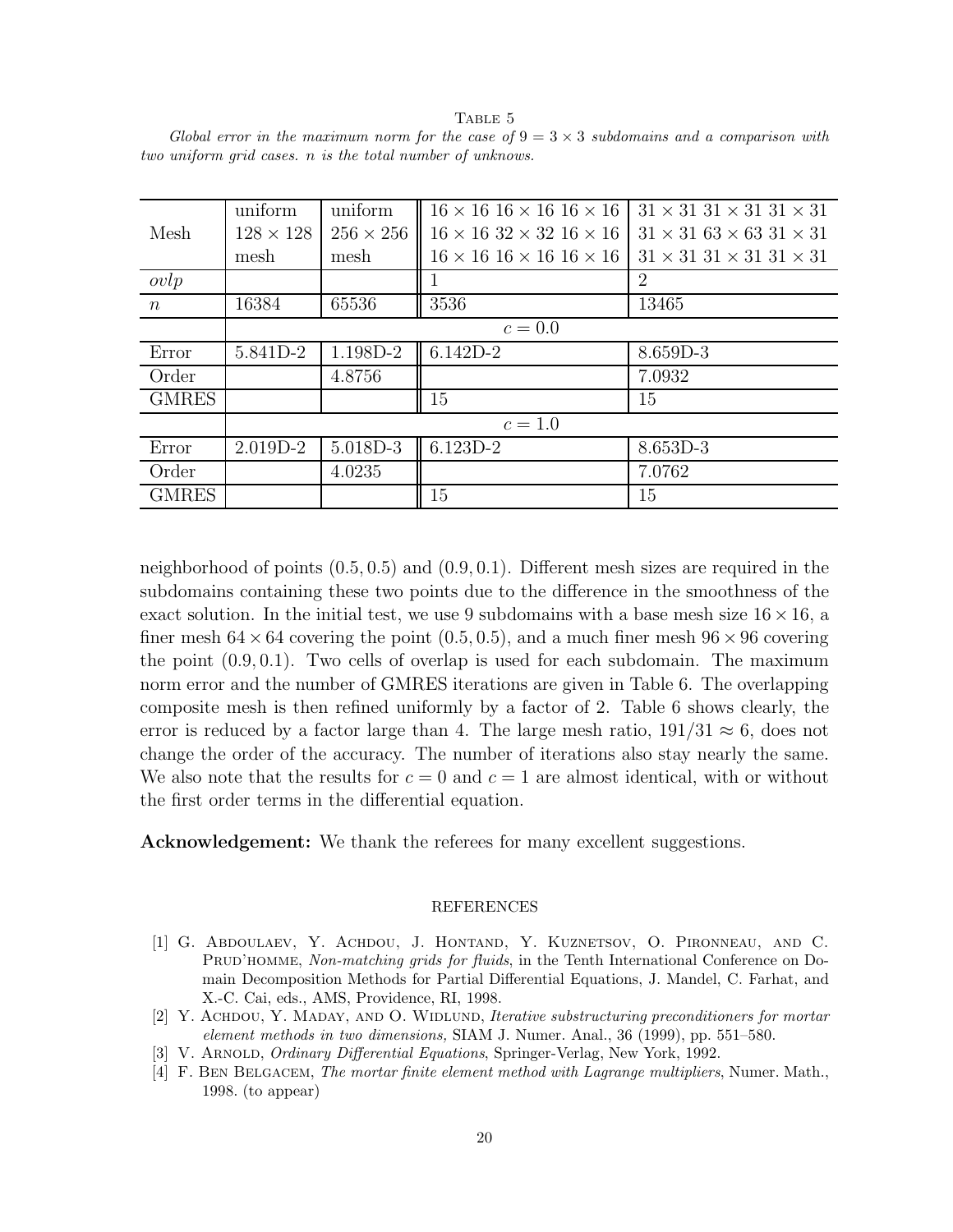TABLE 5

*Global error in the maximum norm for the case of $9 = 3 \times 3$ subdomains and a comparison with two uniform grid cases. $n$ is the total number of unknows.*

| Mesh | uniform $128 \times 128$ mesh | uniform $256 \times 256$ mesh | $16 \times 16$ $16 \times 16$ $16 \times 16$<br>$16 \times 16$ $32 \times 32$ $16 \times 16$<br>$16 \times 16$ $16 \times 16$ $16 \times 16$ | $31 \times 31$ $31 \times 31$ $31 \times 31$<br>$31 \times 31$ $63 \times 63$ $31 \times 31$<br>$31 \times 31$ $31 \times 31$ $31 \times 31$ |
|---|---|---|---|---|
| *ovlp* | | | 1 | 2 |
| $n$ | 16384 | 65536 | 3536 | 13465 |
| | $c = 0.0$ | | | |
| Error | 5.841D-2 | 1.198D-2 | 6.142D-2 | 8.659D-3 |
| Order | | 4.8756 | | 7.0932 |
| GMRES | | | 15 | 15 |
| | $c = 1.0$ | | | |
| Error | 2.019D-2 | 5.018D-3 | 6.123D-2 | 8.653D-3 |
| Order | | 4.0235 | | 7.0762 |
| GMRES | | | 15 | 15 |

neighborhood of points $(0.5, 0.5)$ and $(0.9, 0.1)$. Different mesh sizes are required in the subdomains containing these two points due to the difference in the smoothness of the exact solution. In the initial test, we use 9 subdomains with a base mesh size $16 \times 16$, a finer mesh $64 \times 64$ covering the point $(0.5, 0.5)$, and a much finer mesh $96 \times 96$ covering the point $(0.9, 0.1)$. Two cells of overlap is used for each subdomain. The maximum norm error and the number of GMRES iterations are given in Table 6. The overlapping composite mesh is then refined uniformly by a factor of 2. Table 6 shows clearly, the error is reduced by a factor large than 4. The large mesh ratio, $191/31 \approx 6$, does not change the order of the accuracy. The number of iterations also stay nearly the same. We also note that the results for $c = 0$ and $c = 1$ are almost identical, with or without the first order terms in the differential equation.

**Acknowledgement:** We thank the referees for many excellent suggestions.

## REFERENCES

[1] G. Abdoulaev, Y. Achdou, J. Hontand, Y. Kuznetsov, O. Pironneau, and C. Prud'homme, *Non-matching grids for fluids*, in the Tenth International Conference on Domain Decomposition Methods for Partial Differential Equations, J. Mandel, C. Farhat, and X.-C. Cai, eds., AMS, Providence, RI, 1998.

[2] Y. Achdou, Y. Maday, and O. Widlund, *Iterative substructuring preconditioners for mortar element methods in two dimensions,* SIAM J. Numer. Anal., 36 (1999), pp. 551–580.

[3] V. Arnold, *Ordinary Differential Equations*, Springer-Verlag, New York, 1992.

[4] F. Ben Belgacem, *The mortar finite element method with Lagrange multipliers*, Numer. Math., 1998. (to appear)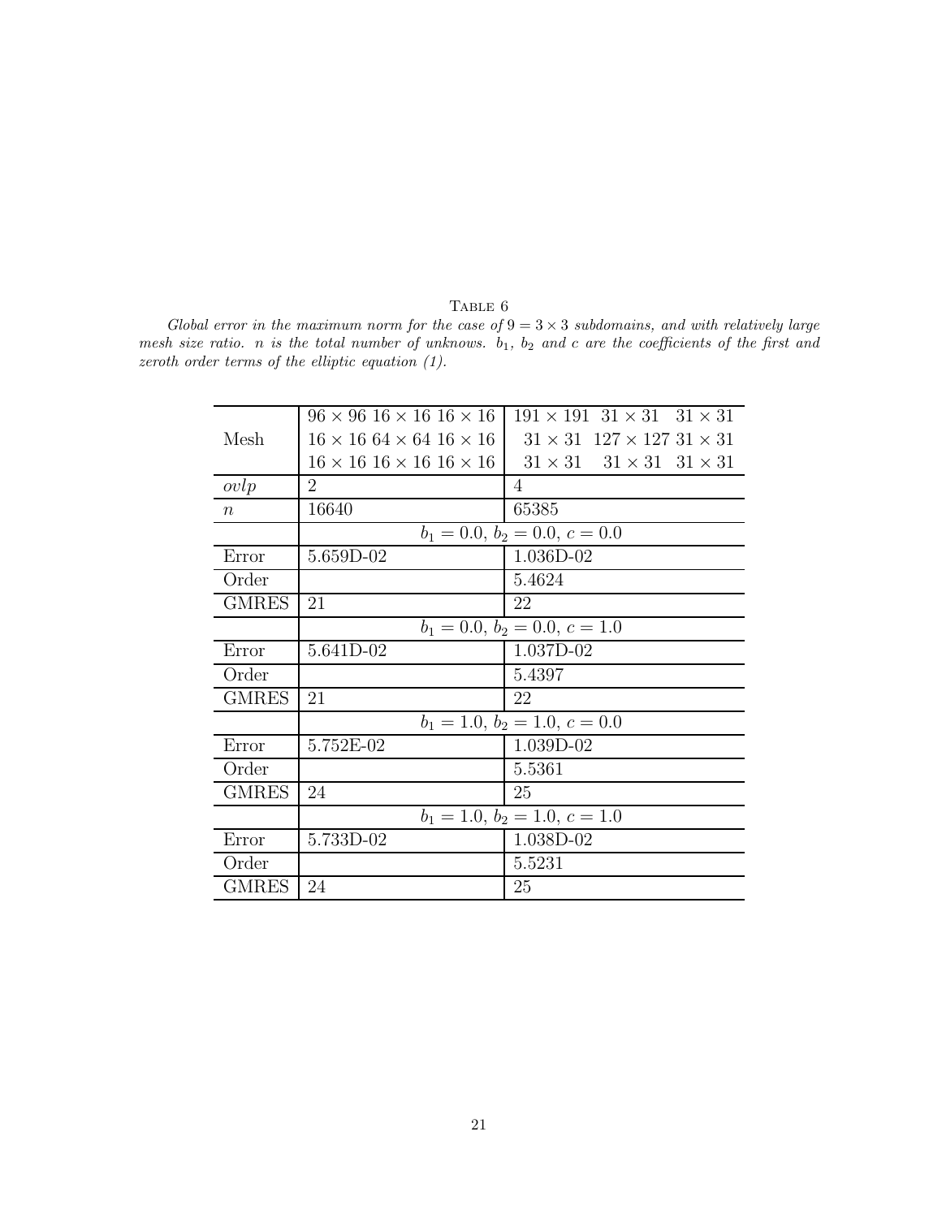Table 6

*Global error in the maximum norm for the case of $9 = 3 \times 3$ subdomains, and with relatively large mesh size ratio. $n$ is the total number of unknows. $b_1$, $b_2$ and $c$ are the coefficients of the first and zeroth order terms of the elliptic equation (1).*

| Mesh | $96 \times 96$ $16 \times 16$ $16 \times 16$<br>$16 \times 16$ $64 \times 64$ $16 \times 16$<br>$16 \times 16$ $16 \times 16$ $16 \times 16$ | $191 \times 191$ $31 \times 31$ $31 \times 31$<br>$31 \times 31$ $127 \times 127$ $31 \times 31$<br>$31 \times 31$ $31 \times 31$ $31 \times 31$ |
|---|---|---|
| *ovlp* | 2 | 4 |
| $n$ | 16640 | 65385 |
| | $b_1 = 0.0$, $b_2 = 0.0$, $c = 0.0$ | |
| Error | 5.659D-02 | 1.036D-02 |
| Order | | 5.4624 |
| GMRES | 21 | 22 |
| | $b_1 = 0.0$, $b_2 = 0.0$, $c = 1.0$ | |
| Error | 5.641D-02 | 1.037D-02 |
| Order | | 5.4397 |
| GMRES | 21 | 22 |
| | $b_1 = 1.0$, $b_2 = 1.0$, $c = 0.0$ | |
| Error | 5.752E-02 | 1.039D-02 |
| Order | | 5.5361 |
| GMRES | 24 | 25 |
| | $b_1 = 1.0$, $b_2 = 1.0$, $c = 1.0$ | |
| Error | 5.733D-02 | 1.038D-02 |
| Order | | 5.5231 |
| GMRES | 24 | 25 |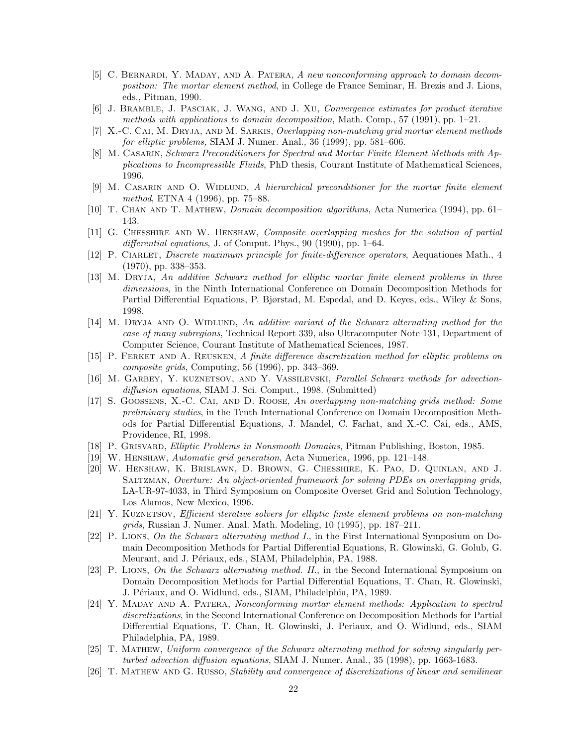[5] C. Bernardi, Y. Maday, and A. Patera, *A new nonconforming approach to domain decomposition: The mortar element method*, in College de France Seminar, H. Brezis and J. Lions, eds., Pitman, 1990.

[6] J. Bramble, J. Pasciak, J. Wang, and J. Xu, *Convergence estimates for product iterative methods with applications to domain decomposition*, Math. Comp., 57 (1991), pp. 1–21.

[7] X.-C. Cai, M. Dryja, and M. Sarkis, *Overlapping non-matching grid mortar element methods for elliptic problems,* SIAM J. Numer. Anal., 36 (1999), pp. 581–606.

[8] M. Casarin, *Schwarz Preconditioners for Spectral and Mortar Finite Element Methods with Applications to Incompressible Fluids*, PhD thesis, Courant Institute of Mathematical Sciences, 1996.

[9] M. Casarin and O. Widlund, *A hierarchical preconditioner for the mortar finite element method*, ETNA 4 (1996), pp. 75–88.

[10] T. Chan and T. Mathew, *Domain decomposition algorithms*, Acta Numerica (1994), pp. 61–143.

[11] G. Chesshire and W. Henshaw, *Composite overlapping meshes for the solution of partial differential equations*, J. of Comput. Phys., 90 (1990), pp. 1–64.

[12] P. Ciarlet, *Discrete maximum principle for finite-difference operators*, Aequationes Math., 4 (1970), pp. 338–353.

[13] M. Dryja, *An additive Schwarz method for elliptic mortar finite element problems in three dimensions*, in the Ninth International Conference on Domain Decomposition Methods for Partial Differential Equations, P. Bjørstad, M. Espedal, and D. Keyes, eds., Wiley & Sons, 1998.

[14] M. Dryja and O. Widlund, *An additive variant of the Schwarz alternating method for the case of many subregions*, Technical Report 339, also Ultracomputer Note 131, Department of Computer Science, Courant Institute of Mathematical Sciences, 1987.

[15] P. Ferket and A. Reusken, *A finite difference discretization method for elliptic problems on composite grids*, Computing, 56 (1996), pp. 343–369.

[16] M. Garbey, Y. kuznetsov, and Y. Vassilevski, *Parallel Schwarz methods for advection-diffusion equations*, SIAM J. Sci. Comput., 1998. (Submitted)

[17] S. Goossens, X.-C. Cai, and D. Roose, *An overlapping non-matching grids method: Some preliminary studies*, in the Tenth International Conference on Domain Decomposition Methods for Partial Differential Equations, J. Mandel, C. Farhat, and X.-C. Cai, eds., AMS, Providence, RI, 1998.

[18] P. Grisvard, *Elliptic Problems in Nonsmooth Domains*, Pitman Publishing, Boston, 1985.

[19] W. Henshaw, *Automatic grid generation*, Acta Numerica, 1996, pp. 121–148.

[20] W. Henshaw, K. Brislawn, D. Brown, G. Chesshire, K. Pao, D. Quinlan, and J. Saltzman, *Overture: An object-oriented framework for solving PDEs on overlapping grids*, LA-UR-97-4033, in Third Symposium on Composite Overset Grid and Solution Technology, Los Alamos, New Mexico, 1996.

[21] Y. Kuznetsov, *Efficient iterative solvers for elliptic finite element problems on non-matching grids*, Russian J. Numer. Anal. Math. Modeling, 10 (1995), pp. 187–211.

[22] P. Lions, *On the Schwarz alternating method I.*, in the First International Symposium on Domain Decomposition Methods for Partial Differential Equations, R. Glowinski, G. Golub, G. Meurant, and J. Périaux, eds., SIAM, Philadelphia, PA, 1988.

[23] P. Lions, *On the Schwarz alternating method. II.*, in the Second International Symposium on Domain Decomposition Methods for Partial Differential Equations, T. Chan, R. Glowinski, J. Périaux, and O. Widlund, eds., SIAM, Philadelphia, PA, 1989.

[24] Y. Maday and A. Patera, *Nonconforming mortar element methods: Application to spectral discretizations*, in the Second International Conference on Decomposition Methods for Partial Differential Equations, T. Chan, R. Glowinski, J. Periaux, and O. Widlund, eds., SIAM Philadelphia, PA, 1989.

[25] T. Mathew, *Uniform convergence of the Schwarz alternating method for solving singularly perturbed advection diffusion equations*, SIAM J. Numer. Anal., 35 (1998), pp. 1663-1683.

[26] T. Mathew and G. Russo, *Stability and convergence of discretizations of linear and semilinear*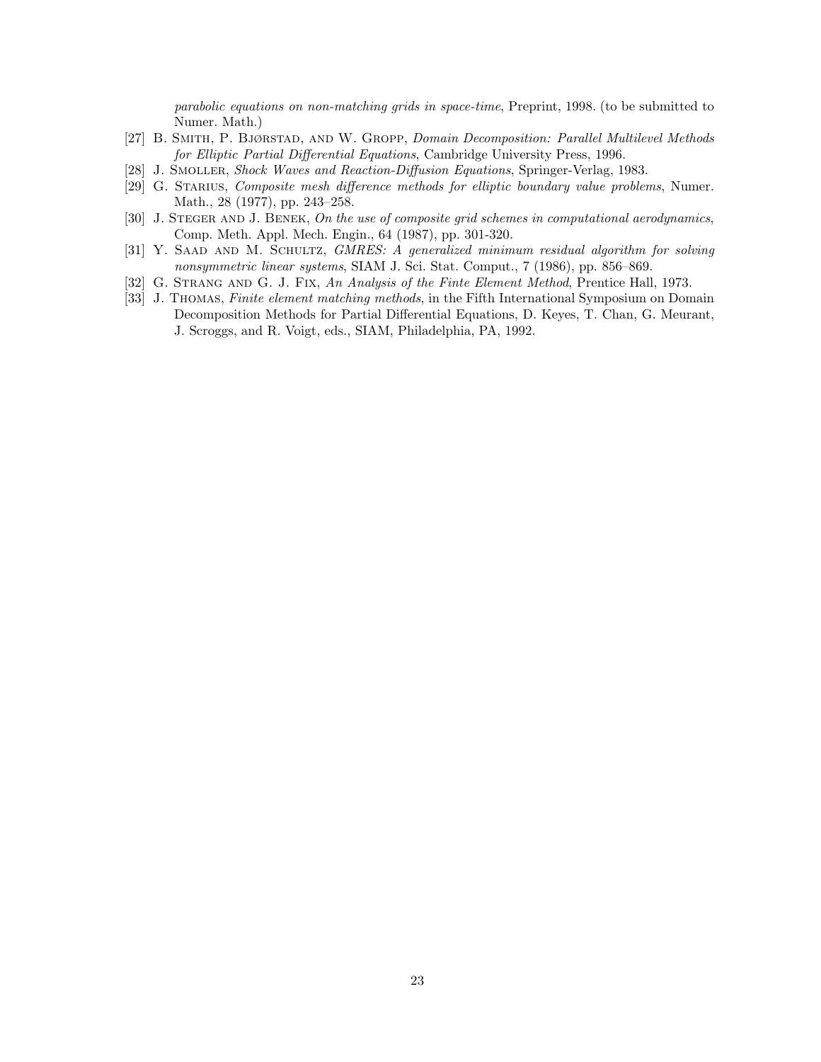*parabolic equations on non-matching grids in space-time*, Preprint, 1998. (to be submitted to Numer. Math.)

[27] B. Smith, P. Bjørstad, and W. Gropp, *Domain Decomposition: Parallel Multilevel Methods for Elliptic Partial Differential Equations*, Cambridge University Press, 1996.

[28] J. Smoller, *Shock Waves and Reaction-Diffusion Equations*, Springer-Verlag, 1983.

[29] G. Starius, *Composite mesh difference methods for elliptic boundary value problems*, Numer. Math., 28 (1977), pp. 243–258.

[30] J. Steger and J. Benek, *On the use of composite grid schemes in computational aerodynamics*, Comp. Meth. Appl. Mech. Engin., 64 (1987), pp. 301-320.

[31] Y. Saad and M. Schultz, *GMRES: A generalized minimum residual algorithm for solving nonsymmetric linear systems*, SIAM J. Sci. Stat. Comput., 7 (1986), pp. 856–869.

[32] G. Strang and G. J. Fix, *An Analysis of the Finte Element Method*, Prentice Hall, 1973.

[33] J. Thomas, *Finite element matching methods*, in the Fifth International Symposium on Domain Decomposition Methods for Partial Differential Equations, D. Keyes, T. Chan, G. Meurant, J. Scroggs, and R. Voigt, eds., SIAM, Philadelphia, PA, 1992.